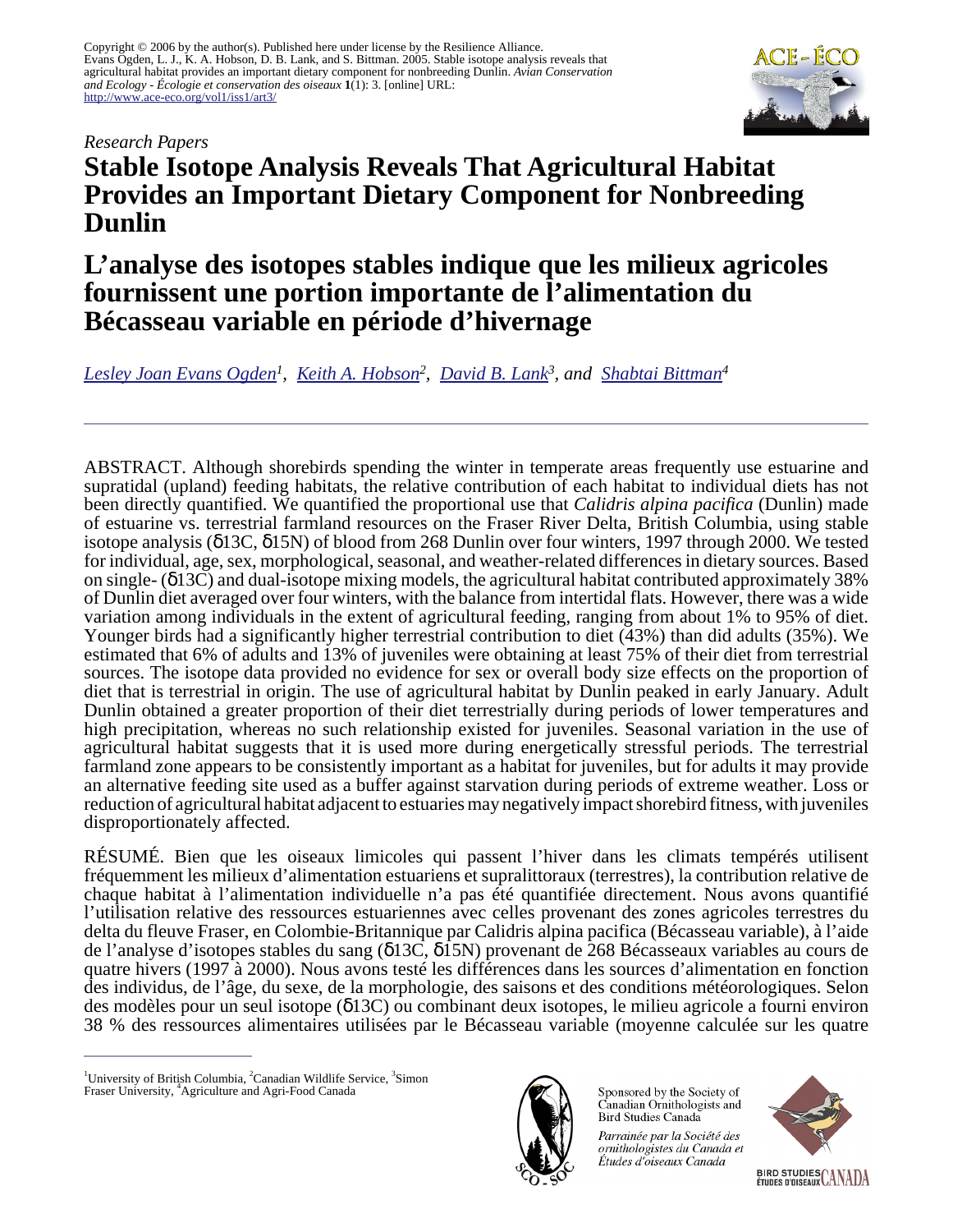Copyright © 2006 by the author(s). Published here under license by the Resilience Alliance.
Evans Ogden, L. J., K. A. Hobson, D. B. Lank, and S. Bittman. 2005. Stable isotope analysis reveals that agricultural habitat provides an important dietary component for nonbreeding Dunlin. *Avian Conservation and Ecology - Écologie et conservation des oiseaux* **1**(1): 3. [online] URL: http://www.ace-eco.org/vol1/iss1/art3/

*Research Papers*

# Stable Isotope Analysis Reveals That Agricultural Habitat Provides an Important Dietary Component for Nonbreeding Dunlin

# L'analyse des isotopes stables indique que les milieux agricoles fournissent une portion importante de l'alimentation du Bécasseau variable en période d'hivernage

*Lesley Joan Evans Ogden[1], Keith A. Hobson[2], David B. Lank[3], and Shabtai Bittman[4]*

---

ABSTRACT. Although shorebirds spending the winter in temperate areas frequently use estuarine and supratidal (upland) feeding habitats, the relative contribution of each habitat to individual diets has not been directly quantified. We quantified the proportional use that *Calidris alpina pacifica* (Dunlin) made of estuarine vs. terrestrial farmland resources on the Fraser River Delta, British Columbia, using stable isotope analysis (δ13C, δ15N) of blood from 268 Dunlin over four winters, 1997 through 2000. We tested for individual, age, sex, morphological, seasonal, and weather-related differences in dietary sources. Based on single- (δ13C) and dual-isotope mixing models, the agricultural habitat contributed approximately 38% of Dunlin diet averaged over four winters, with the balance from intertidal flats. However, there was a wide variation among individuals in the extent of agricultural feeding, ranging from about 1% to 95% of diet. Younger birds had a significantly higher terrestrial contribution to diet (43%) than did adults (35%). We estimated that 6% of adults and 13% of juveniles were obtaining at least 75% of their diet from terrestrial sources. The isotope data provided no evidence for sex or overall body size effects on the proportion of diet that is terrestrial in origin. The use of agricultural habitat by Dunlin peaked in early January. Adult Dunlin obtained a greater proportion of their diet terrestrially during periods of lower temperatures and high precipitation, whereas no such relationship existed for juveniles. Seasonal variation in the use of agricultural habitat suggests that it is used more during energetically stressful periods. The terrestrial farmland zone appears to be consistently important as a habitat for juveniles, but for adults it may provide an alternative feeding site used as a buffer against starvation during periods of extreme weather. Loss or reduction of agricultural habitat adjacent to estuaries may negatively impact shorebird fitness, with juveniles disproportionately affected.

RÉSUMÉ. Bien que les oiseaux limicoles qui passent l'hiver dans les climats tempérés utilisent fréquemment les milieux d'alimentation estuariens et supralittoraux (terrestres), la contribution relative de chaque habitat à l'alimentation individuelle n'a pas été quantifiée directement. Nous avons quantifié l'utilisation relative des ressources estuariennes avec celles provenant des zones agricoles terrestres du delta du fleuve Fraser, en Colombie-Britannique par Calidris alpina pacifica (Bécasseau variable), à l'aide de l'analyse d'isotopes stables du sang (δ13C, δ15N) provenant de 268 Bécasseaux variables au cours de quatre hivers (1997 à 2000). Nous avons testé les différences dans les sources d'alimentation en fonction des individus, de l'âge, du sexe, de la morphologie, des saisons et des conditions météorologiques. Selon des modèles pour un seul isotope (δ13C) ou combinant deux isotopes, le milieu agricole a fourni environ 38 % des ressources alimentaires utilisées par le Bécasseau variable (moyenne calculée sur les quatre

---

[1]University of British Columbia, [2]Canadian Wildlife Service, [3]Simon Fraser University, [4]Agriculture and Agri-Food Canada

Sponsored by the Society of Canadian Ornithologists and Bird Studies Canada

*Parrainée par la Société des ornithologistes du Canada et Études d'oiseaux Canada*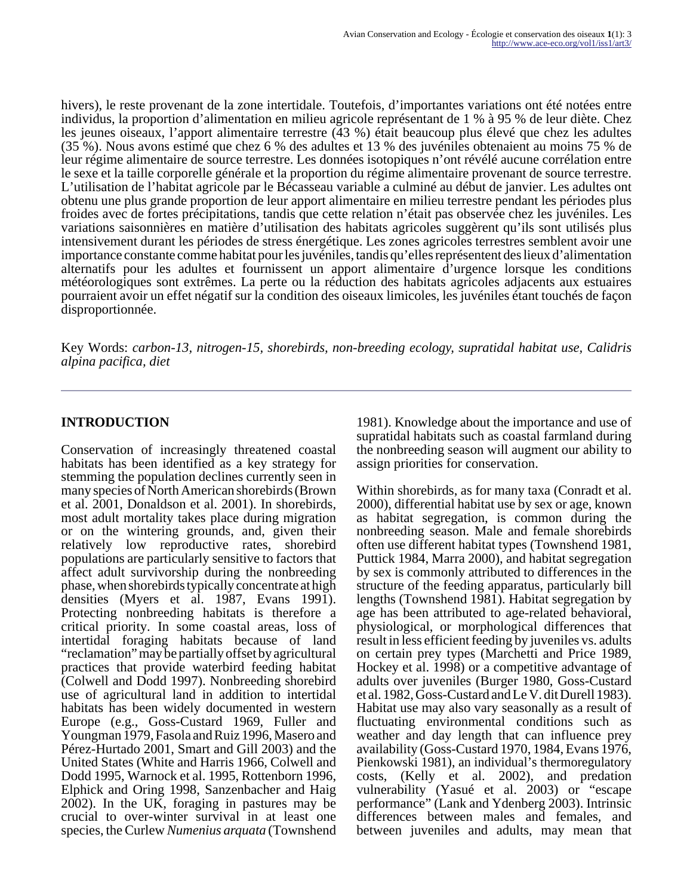hivers), le reste provenant de la zone intertidale. Toutefois, d'importantes variations ont été notées entre individus, la proportion d'alimentation en milieu agricole représentant de 1 % à 95 % de leur diète. Chez les jeunes oiseaux, l'apport alimentaire terrestre (43 %) était beaucoup plus élevé que chez les adultes (35 %). Nous avons estimé que chez 6 % des adultes et 13 % des juvéniles obtenaient au moins 75 % de leur régime alimentaire de source terrestre. Les données isotopiques n'ont révélé aucune corrélation entre le sexe et la taille corporelle générale et la proportion du régime alimentaire provenant de source terrestre. L'utilisation de l'habitat agricole par le Bécasseau variable a culminé au début de janvier. Les adultes ont obtenu une plus grande proportion de leur apport alimentaire en milieu terrestre pendant les périodes plus froides avec de fortes précipitations, tandis que cette relation n'était pas observée chez les juvéniles. Les variations saisonnières en matière d'utilisation des habitats agricoles suggèrent qu'ils sont utilisés plus intensivement durant les périodes de stress énergétique. Les zones agricoles terrestres semblent avoir une importance constante comme habitat pour les juvéniles, tandis qu'elles représentent des lieux d'alimentation alternatifs pour les adultes et fournissent un apport alimentaire d'urgence lorsque les conditions météorologiques sont extrêmes. La perte ou la réduction des habitats agricoles adjacents aux estuaires pourraient avoir un effet négatif sur la condition des oiseaux limicoles, les juvéniles étant touchés de façon disproportionnée.

Key Words: *carbon-13, nitrogen-15, shorebirds, non-breeding ecology, supratidal habitat use, Calidris alpina pacifica, diet*

## INTRODUCTION

Conservation of increasingly threatened coastal habitats has been identified as a key strategy for stemming the population declines currently seen in many species of North American shorebirds (Brown et al. 2001, Donaldson et al. 2001). In shorebirds, most adult mortality takes place during migration or on the wintering grounds, and, given their relatively low reproductive rates, shorebird populations are particularly sensitive to factors that affect adult survivorship during the nonbreeding phase, when shorebirds typically concentrate at high densities (Myers et al. 1987, Evans 1991). Protecting nonbreeding habitats is therefore a critical priority. In some coastal areas, loss of intertidal foraging habitats because of land "reclamation" may be partially offset by agricultural practices that provide waterbird feeding habitat (Colwell and Dodd 1997). Nonbreeding shorebird use of agricultural land in addition to intertidal habitats has been widely documented in western Europe (e.g., Goss-Custard 1969, Fuller and Youngman 1979, Fasola and Ruiz 1996, Masero and Pérez-Hurtado 2001, Smart and Gill 2003) and the United States (White and Harris 1966, Colwell and Dodd 1995, Warnock et al. 1995, Rottenborn 1996, Elphick and Oring 1998, Sanzenbacher and Haig 2002). In the UK, foraging in pastures may be crucial to over-winter survival in at least one species, the Curlew *Numenius arquata* (Townshend 1981). Knowledge about the importance and use of supratidal habitats such as coastal farmland during the nonbreeding season will augment our ability to assign priorities for conservation.

Within shorebirds, as for many taxa (Conradt et al. 2000), differential habitat use by sex or age, known as habitat segregation, is common during the nonbreeding season. Male and female shorebirds often use different habitat types (Townshend 1981, Puttick 1984, Marra 2000), and habitat segregation by sex is commonly attributed to differences in the structure of the feeding apparatus, particularly bill lengths (Townshend 1981). Habitat segregation by age has been attributed to age-related behavioral, physiological, or morphological differences that result in less efficient feeding by juveniles vs. adults on certain prey types (Marchetti and Price 1989, Hockey et al. 1998) or a competitive advantage of adults over juveniles (Burger 1980, Goss-Custard et al. 1982, Goss-Custard and Le V. dit Durell 1983). Habitat use may also vary seasonally as a result of fluctuating environmental conditions such as weather and day length that can influence prey availability (Goss-Custard 1970, 1984, Evans 1976, Pienkowski 1981), an individual's thermoregulatory costs, (Kelly et al. 2002), and predation vulnerability (Yasué et al. 2003) or "escape performance" (Lank and Ydenberg 2003). Intrinsic differences between males and females, and between juveniles and adults, may mean that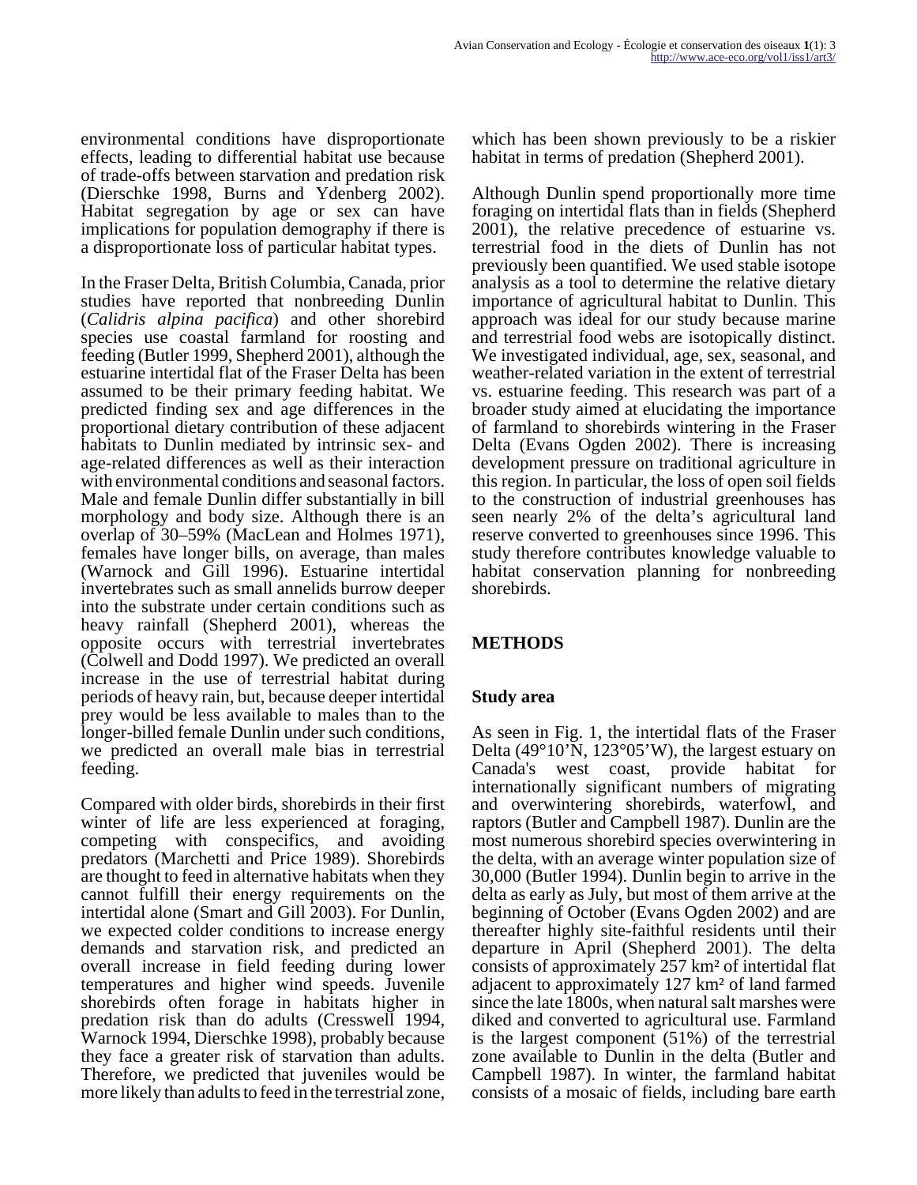environmental conditions have disproportionate effects, leading to differential habitat use because of trade-offs between starvation and predation risk (Dierschke 1998, Burns and Ydenberg 2002). Habitat segregation by age or sex can have implications for population demography if there is a disproportionate loss of particular habitat types.

In the Fraser Delta, British Columbia, Canada, prior studies have reported that nonbreeding Dunlin (*Calidris alpina pacifica*) and other shorebird species use coastal farmland for roosting and feeding (Butler 1999, Shepherd 2001), although the estuarine intertidal flat of the Fraser Delta has been assumed to be their primary feeding habitat. We predicted finding sex and age differences in the proportional dietary contribution of these adjacent habitats to Dunlin mediated by intrinsic sex- and age-related differences as well as their interaction with environmental conditions and seasonal factors. Male and female Dunlin differ substantially in bill morphology and body size. Although there is an overlap of 30–59% (MacLean and Holmes 1971), females have longer bills, on average, than males (Warnock and Gill 1996). Estuarine intertidal invertebrates such as small annelids burrow deeper into the substrate under certain conditions such as heavy rainfall (Shepherd 2001), whereas the opposite occurs with terrestrial invertebrates (Colwell and Dodd 1997). We predicted an overall increase in the use of terrestrial habitat during periods of heavy rain, but, because deeper intertidal prey would be less available to males than to the longer-billed female Dunlin under such conditions, we predicted an overall male bias in terrestrial feeding.

Compared with older birds, shorebirds in their first winter of life are less experienced at foraging, competing with conspecifics, and avoiding predators (Marchetti and Price 1989). Shorebirds are thought to feed in alternative habitats when they cannot fulfill their energy requirements on the intertidal alone (Smart and Gill 2003). For Dunlin, we expected colder conditions to increase energy demands and starvation risk, and predicted an overall increase in field feeding during lower temperatures and higher wind speeds. Juvenile shorebirds often forage in habitats higher in predation risk than do adults (Cresswell 1994, Warnock 1994, Dierschke 1998), probably because they face a greater risk of starvation than adults. Therefore, we predicted that juveniles would be more likely than adults to feed in the terrestrial zone, which has been shown previously to be a riskier habitat in terms of predation (Shepherd 2001).

Although Dunlin spend proportionally more time foraging on intertidal flats than in fields (Shepherd 2001), the relative precedence of estuarine vs. terrestrial food in the diets of Dunlin has not previously been quantified. We used stable isotope analysis as a tool to determine the relative dietary importance of agricultural habitat to Dunlin. This approach was ideal for our study because marine and terrestrial food webs are isotopically distinct. We investigated individual, age, sex, seasonal, and weather-related variation in the extent of terrestrial vs. estuarine feeding. This research was part of a broader study aimed at elucidating the importance of farmland to shorebirds wintering in the Fraser Delta (Evans Ogden 2002). There is increasing development pressure on traditional agriculture in this region. In particular, the loss of open soil fields to the construction of industrial greenhouses has seen nearly 2% of the delta's agricultural land reserve converted to greenhouses since 1996. This study therefore contributes knowledge valuable to habitat conservation planning for nonbreeding shorebirds.

## METHODS

### Study area

As seen in Fig. 1, the intertidal flats of the Fraser Delta (49°10'N, 123°05'W), the largest estuary on Canada's west coast, provide habitat for internationally significant numbers of migrating and overwintering shorebirds, waterfowl, and raptors (Butler and Campbell 1987). Dunlin are the most numerous shorebird species overwintering in the delta, with an average winter population size of 30,000 (Butler 1994). Dunlin begin to arrive in the delta as early as July, but most of them arrive at the beginning of October (Evans Ogden 2002) and are thereafter highly site-faithful residents until their departure in April (Shepherd 2001). The delta consists of approximately 257 km² of intertidal flat adjacent to approximately 127 km² of land farmed since the late 1800s, when natural salt marshes were diked and converted to agricultural use. Farmland is the largest component (51%) of the terrestrial zone available to Dunlin in the delta (Butler and Campbell 1987). In winter, the farmland habitat consists of a mosaic of fields, including bare earth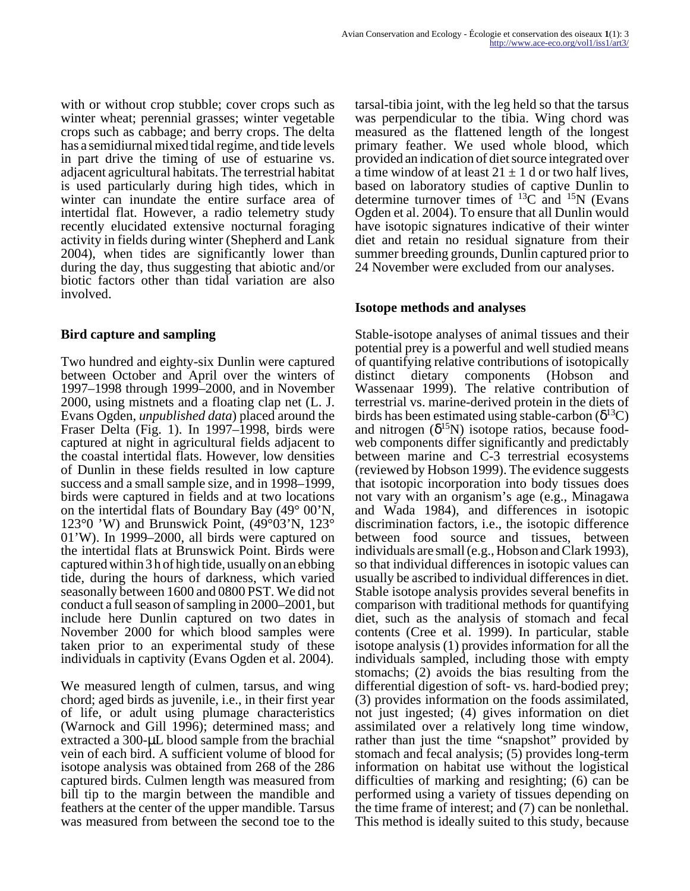with or without crop stubble; cover crops such as winter wheat; perennial grasses; winter vegetable crops such as cabbage; and berry crops. The delta has a semidiurnal mixed tidal regime, and tide levels in part drive the timing of use of estuarine vs. adjacent agricultural habitats. The terrestrial habitat is used particularly during high tides, which in winter can inundate the entire surface area of intertidal flat. However, a radio telemetry study recently elucidated extensive nocturnal foraging activity in fields during winter (Shepherd and Lank 2004), when tides are significantly lower than during the day, thus suggesting that abiotic and/or biotic factors other than tidal variation are also involved.

### Bird capture and sampling

Two hundred and eighty-six Dunlin were captured between October and April over the winters of 1997–1998 through 1999–2000, and in November 2000, using mistnets and a floating clap net (L. J. Evans Ogden, *unpublished data*) placed around the Fraser Delta (Fig. 1). In 1997–1998, birds were captured at night in agricultural fields adjacent to the coastal intertidal flats. However, low densities of Dunlin in these fields resulted in low capture success and a small sample size, and in 1998–1999, birds were captured in fields and at two locations on the intertidal flats of Boundary Bay (49° 00'N, 123°0 'W) and Brunswick Point, (49°03'N, 123° 01'W). In 1999–2000, all birds were captured on the intertidal flats at Brunswick Point. Birds were captured within 3 h of high tide, usually on an ebbing tide, during the hours of darkness, which varied seasonally between 1600 and 0800 PST. We did not conduct a full season of sampling in 2000–2001, but include here Dunlin captured on two dates in November 2000 for which blood samples were taken prior to an experimental study of these individuals in captivity (Evans Ogden et al. 2004).

We measured length of culmen, tarsus, and wing chord; aged birds as juvenile, i.e., in their first year of life, or adult using plumage characteristics (Warnock and Gill 1996); determined mass; and extracted a 300-μL blood sample from the brachial vein of each bird. A sufficient volume of blood for isotope analysis was obtained from 268 of the 286 captured birds. Culmen length was measured from bill tip to the margin between the mandible and feathers at the center of the upper mandible. Tarsus was measured from between the second toe to the tarsal-tibia joint, with the leg held so that the tarsus was perpendicular to the tibia. Wing chord was measured as the flattened length of the longest primary feather. We used whole blood, which provided an indication of diet source integrated over a time window of at least $21 \pm 1$ d or two half lives, based on laboratory studies of captive Dunlin to determine turnover times of $^{13}C$ and $^{15}N$ (Evans Ogden et al. 2004). To ensure that all Dunlin would have isotopic signatures indicative of their winter diet and retain no residual signature from their summer breeding grounds, Dunlin captured prior to 24 November were excluded from our analyses.

### Isotope methods and analyses

Stable-isotope analyses of animal tissues and their potential prey is a powerful and well studied means of quantifying relative contributions of isotopically distinct dietary components (Hobson and Wassenaar 1999). The relative contribution of terrestrial vs. marine-derived protein in the diets of birds has been estimated using stable-carbon ($\delta^{13}C$) and nitrogen ($\delta^{15}N$) isotope ratios, because food-web components differ significantly and predictably between marine and C-3 terrestrial ecosystems (reviewed by Hobson 1999). The evidence suggests that isotopic incorporation into body tissues does not vary with an organism's age (e.g., Minagawa and Wada 1984), and differences in isotopic discrimination factors, i.e., the isotopic difference between food source and tissues, between individuals are small (e.g., Hobson and Clark 1993), so that individual differences in isotopic values can usually be ascribed to individual differences in diet. Stable isotope analysis provides several benefits in comparison with traditional methods for quantifying diet, such as the analysis of stomach and fecal contents (Cree et al. 1999). In particular, stable isotope analysis (1) provides information for all the individuals sampled, including those with empty stomachs; (2) avoids the bias resulting from the differential digestion of soft- vs. hard-bodied prey; (3) provides information on the foods assimilated, not just ingested; (4) gives information on diet assimilated over a relatively long time window, rather than just the time "snapshot" provided by stomach and fecal analysis; (5) provides long-term information on habitat use without the logistical difficulties of marking and resighting; (6) can be performed using a variety of tissues depending on the time frame of interest; and (7) can be nonlethal. This method is ideally suited to this study, because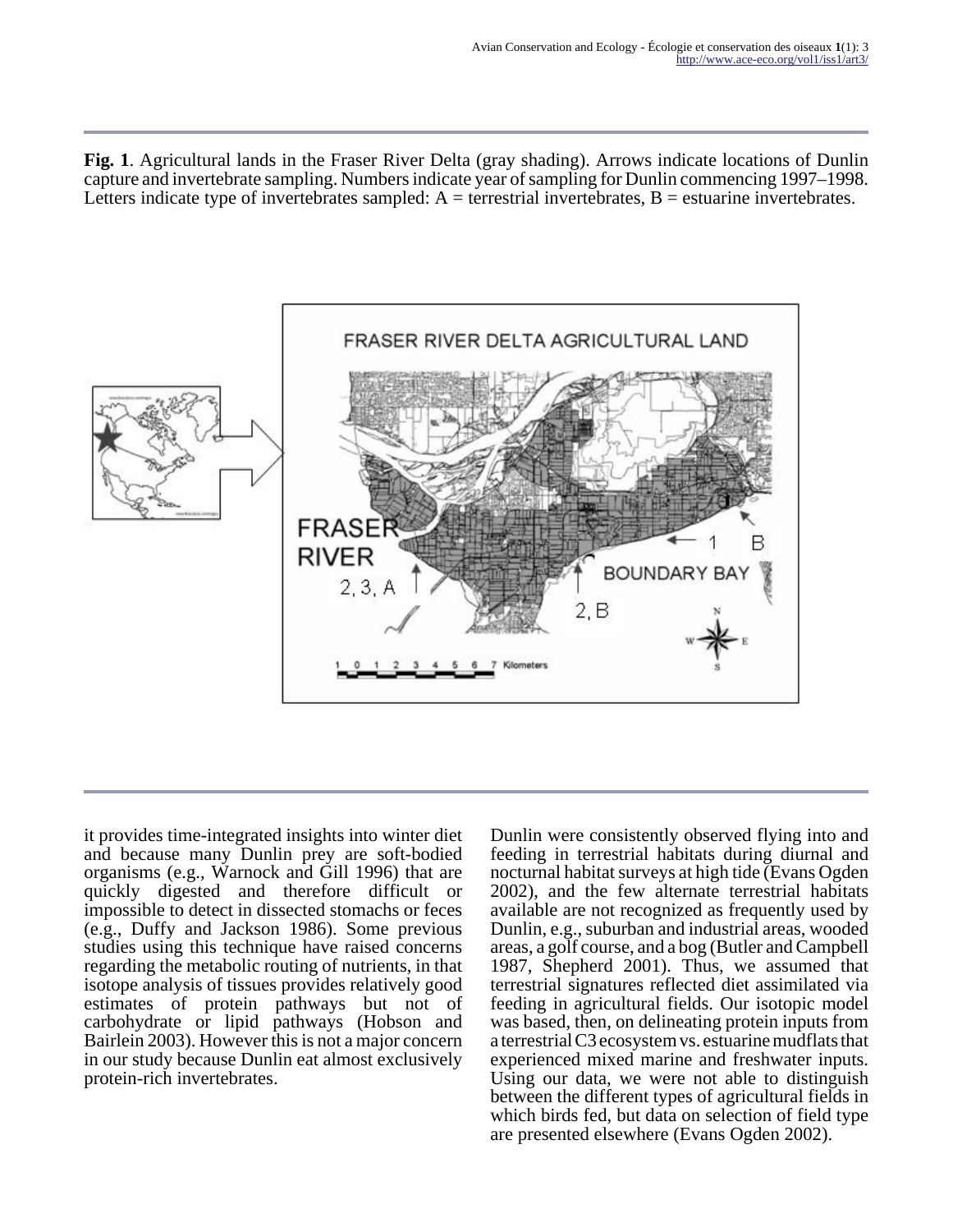**Fig. 1**. Agricultural lands in the Fraser River Delta (gray shading). Arrows indicate locations of Dunlin capture and invertebrate sampling. Numbers indicate year of sampling for Dunlin commencing 1997–1998. Letters indicate type of invertebrates sampled: A = terrestrial invertebrates, B = estuarine invertebrates.

it provides time-integrated insights into winter diet and because many Dunlin prey are soft-bodied organisms (e.g., Warnock and Gill 1996) that are quickly digested and therefore difficult or impossible to detect in dissected stomachs or feces (e.g., Duffy and Jackson 1986). Some previous studies using this technique have raised concerns regarding the metabolic routing of nutrients, in that isotope analysis of tissues provides relatively good estimates of protein pathways but not of carbohydrate or lipid pathways (Hobson and Bairlein 2003). However this is not a major concern in our study because Dunlin eat almost exclusively protein-rich invertebrates.

Dunlin were consistently observed flying into and feeding in terrestrial habitats during diurnal and nocturnal habitat surveys at high tide (Evans Ogden 2002), and the few alternate terrestrial habitats available are not recognized as frequently used by Dunlin, e.g., suburban and industrial areas, wooded areas, a golf course, and a bog (Butler and Campbell 1987, Shepherd 2001). Thus, we assumed that terrestrial signatures reflected diet assimilated via feeding in agricultural fields. Our isotopic model was based, then, on delineating protein inputs from a terrestrial C3 ecosystem vs. estuarine mudflats that experienced mixed marine and freshwater inputs. Using our data, we were not able to distinguish between the different types of agricultural fields in which birds fed, but data on selection of field type are presented elsewhere (Evans Ogden 2002).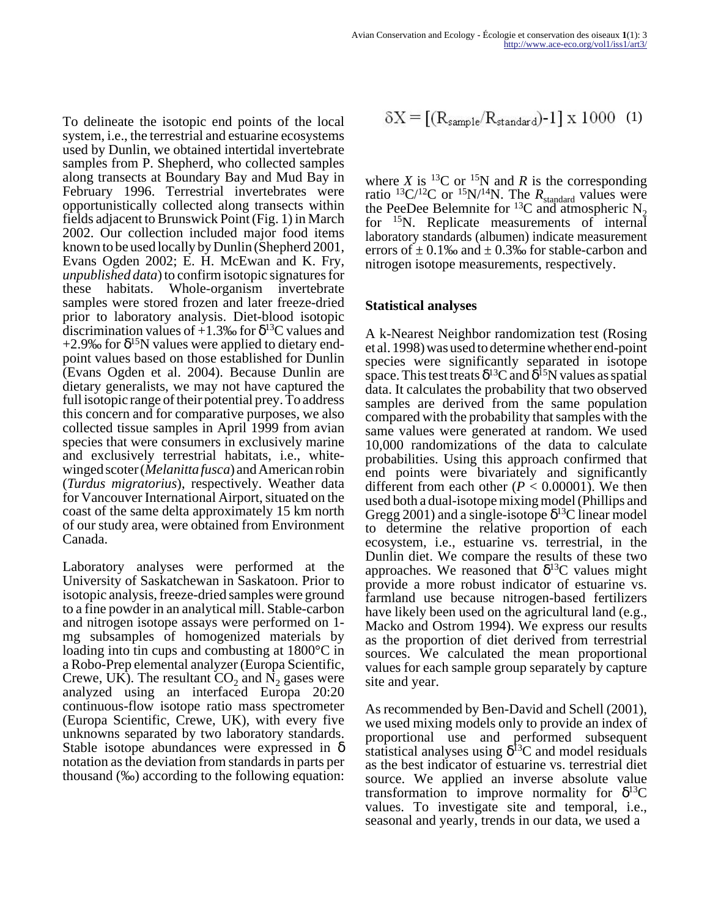To delineate the isotopic end points of the local system, i.e., the terrestrial and estuarine ecosystems used by Dunlin, we obtained intertidal invertebrate samples from P. Shepherd, who collected samples along transects at Boundary Bay and Mud Bay in February 1996. Terrestrial invertebrates were opportunistically collected along transects within fields adjacent to Brunswick Point (Fig. 1) in March 2002. Our collection included major food items known to be used locally by Dunlin (Shepherd 2001, Evans Ogden 2002; E. H. McEwan and K. Fry, *unpublished data*) to confirm isotopic signatures for these habitats. Whole-organism invertebrate samples were stored frozen and later freeze-dried prior to laboratory analysis. Diet-blood isotopic discrimination values of +1.3‰ for $\delta^{13}C$ values and +2.9‰ for $\delta^{15}N$ values were applied to dietary end-point values based on those established for Dunlin (Evans Ogden et al. 2004). Because Dunlin are dietary generalists, we may not have captured the full isotopic range of their potential prey. To address this concern and for comparative purposes, we also collected tissue samples in April 1999 from avian species that were consumers in exclusively marine and exclusively terrestrial habitats, i.e., white-winged scoter (*Melanitta fusca*) and American robin (*Turdus migratorius*), respectively. Weather data for Vancouver International Airport, situated on the coast of the same delta approximately 15 km north of our study area, were obtained from Environment Canada.

Laboratory analyses were performed at the University of Saskatchewan in Saskatoon. Prior to isotopic analysis, freeze-dried samples were ground to a fine powder in an analytical mill. Stable-carbon and nitrogen isotope assays were performed on 1-mg subsamples of homogenized materials by loading into tin cups and combusting at 1800°C in a Robo-Prep elemental analyzer (Europa Scientific, Crewe, UK). The resultant $CO_2$ and $N_2$ gases were analyzed using an interfaced Europa 20:20 continuous-flow isotope ratio mass spectrometer (Europa Scientific, Crewe, UK), with every five unknowns separated by two laboratory standards. Stable isotope abundances were expressed in δ notation as the deviation from standards in parts per thousand (‰) according to the following equation:

$$\delta X = [(R_{sample}/R_{standard})-1] \times 1000 \quad (1)$$

where $X$ is $^{13}C$ or $^{15}N$ and $R$ is the corresponding ratio $^{13}C/^{12}C$ or $^{15}N/^{14}N$. The $R_{standard}$ values were the PeeDee Belemnite for $^{13}C$ and atmospheric $N_2$ for $^{15}N$. Replicate measurements of internal laboratory standards (albumen) indicate measurement errors of ± 0.1‰ and ± 0.3‰ for stable-carbon and nitrogen isotope measurements, respectively.

### Statistical analyses

A k-Nearest Neighbor randomization test (Rosing et al. 1998) was used to determine whether end-point species were significantly separated in isotope space. This test treats $\delta^{13}C$ and $\delta^{15}N$ values as spatial data. It calculates the probability that two observed samples are derived from the same population compared with the probability that samples with the same values were generated at random. We used 10,000 randomizations of the data to calculate probabilities. Using this approach confirmed that end points were bivariately and significantly different from each other ($P < 0.00001$). We then used both a dual-isotope mixing model (Phillips and Gregg 2001) and a single-isotope $\delta^{13}C$ linear model to determine the relative proportion of each ecosystem, i.e., estuarine vs. terrestrial, in the Dunlin diet. We compare the results of these two approaches. We reasoned that $\delta^{13}C$ values might provide a more robust indicator of estuarine vs. farmland use because nitrogen-based fertilizers have likely been used on the agricultural land (e.g., Macko and Ostrom 1994). We express our results as the proportion of diet derived from terrestrial sources. We calculated the mean proportional values for each sample group separately by capture site and year.

As recommended by Ben-David and Schell (2001), we used mixing models only to provide an index of proportional use and performed subsequent statistical analyses using $\delta^{13}C$ and model residuals as the best indicator of estuarine vs. terrestrial diet source. We applied an inverse absolute value transformation to improve normality for $\delta^{13}C$ values. To investigate site and temporal, i.e., seasonal and yearly, trends in our data, we used a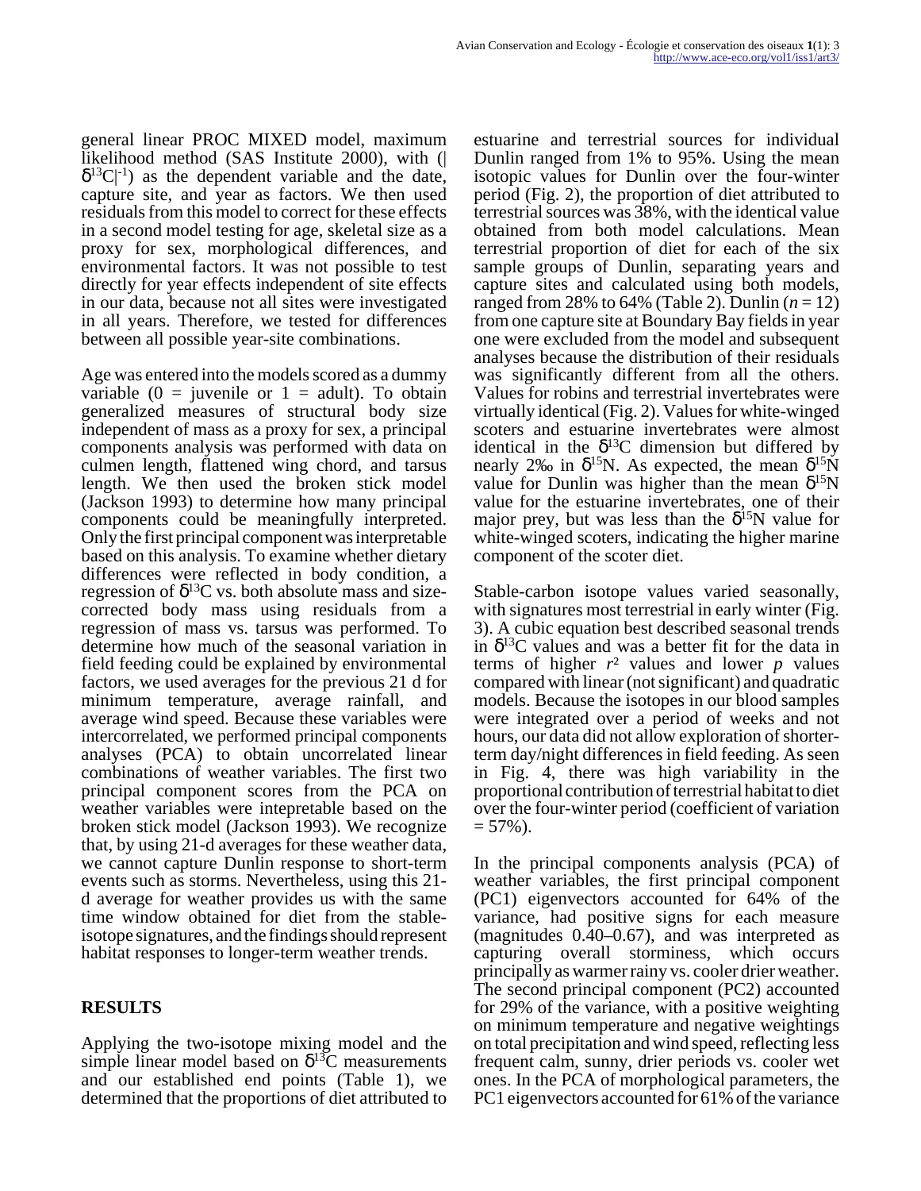general linear PROC MIXED model, maximum likelihood method (SAS Institute 2000), with ($|\delta^{13}C|^{-1}$) as the dependent variable and the date, capture site, and year as factors. We then used residuals from this model to correct for these effects in a second model testing for age, skeletal size as a proxy for sex, morphological differences, and environmental factors. It was not possible to test directly for year effects independent of site effects in our data, because not all sites were investigated in all years. Therefore, we tested for differences between all possible year-site combinations.

Age was entered into the models scored as a dummy variable (0 = juvenile or 1 = adult). To obtain generalized measures of structural body size independent of mass as a proxy for sex, a principal components analysis was performed with data on culmen length, flattened wing chord, and tarsus length. We then used the broken stick model (Jackson 1993) to determine how many principal components could be meaningfully interpreted. Only the first principal component was interpretable based on this analysis. To examine whether dietary differences were reflected in body condition, a regression of $\delta^{13}C$ vs. both absolute mass and size-corrected body mass using residuals from a regression of mass vs. tarsus was performed. To determine how much of the seasonal variation in field feeding could be explained by environmental factors, we used averages for the previous 21 d for minimum temperature, average rainfall, and average wind speed. Because these variables were intercorrelated, we performed principal components analyses (PCA) to obtain uncorrelated linear combinations of weather variables. The first two principal component scores from the PCA on weather variables were intepretable based on the broken stick model (Jackson 1993). We recognize that, by using 21-d averages for these weather data, we cannot capture Dunlin response to short-term events such as storms. Nevertheless, using this 21-d average for weather provides us with the same time window obtained for diet from the stable-isotope signatures, and the findings should represent habitat responses to longer-term weather trends.

## RESULTS

Applying the two-isotope mixing model and the simple linear model based on $\delta^{13}C$ measurements and our established end points (Table 1), we determined that the proportions of diet attributed to estuarine and terrestrial sources for individual Dunlin ranged from 1% to 95%. Using the mean isotopic values for Dunlin over the four-winter period (Fig. 2), the proportion of diet attributed to terrestrial sources was 38%, with the identical value obtained from both model calculations. Mean terrestrial proportion of diet for each of the six sample groups of Dunlin, separating years and capture sites and calculated using both models, ranged from 28% to 64% (Table 2). Dunlin ($n = 12$) from one capture site at Boundary Bay fields in year one were excluded from the model and subsequent analyses because the distribution of their residuals was significantly different from all the others. Values for robins and terrestrial invertebrates were virtually identical (Fig. 2). Values for white-winged scoters and estuarine invertebrates were almost identical in the $\delta^{13}C$ dimension but differed by nearly 2‰ in $\delta^{15}N$. As expected, the mean $\delta^{15}N$ value for Dunlin was higher than the mean $\delta^{15}N$ value for the estuarine invertebrates, one of their major prey, but was less than the $\delta^{15}N$ value for white-winged scoters, indicating the higher marine component of the scoter diet.

Stable-carbon isotope values varied seasonally, with signatures most terrestrial in early winter (Fig. 3). A cubic equation best described seasonal trends in $\delta^{13}C$ values and was a better fit for the data in terms of higher $r^2$ values and lower $p$ values compared with linear (not significant) and quadratic models. Because the isotopes in our blood samples were integrated over a period of weeks and not hours, our data did not allow exploration of shorter-term day/night differences in field feeding. As seen in Fig. 4, there was high variability in the proportional contribution of terrestrial habitat to diet over the four-winter period (coefficient of variation = 57%).

In the principal components analysis (PCA) of weather variables, the first principal component (PC1) eigenvectors accounted for 64% of the variance, had positive signs for each measure (magnitudes 0.40–0.67), and was interpreted as capturing overall storminess, which occurs principally as warmer rainy vs. cooler drier weather. The second principal component (PC2) accounted for 29% of the variance, with a positive weighting on minimum temperature and negative weightings on total precipitation and wind speed, reflecting less frequent calm, sunny, drier periods vs. cooler wet ones. In the PCA of morphological parameters, the PC1 eigenvectors accounted for 61% of the variance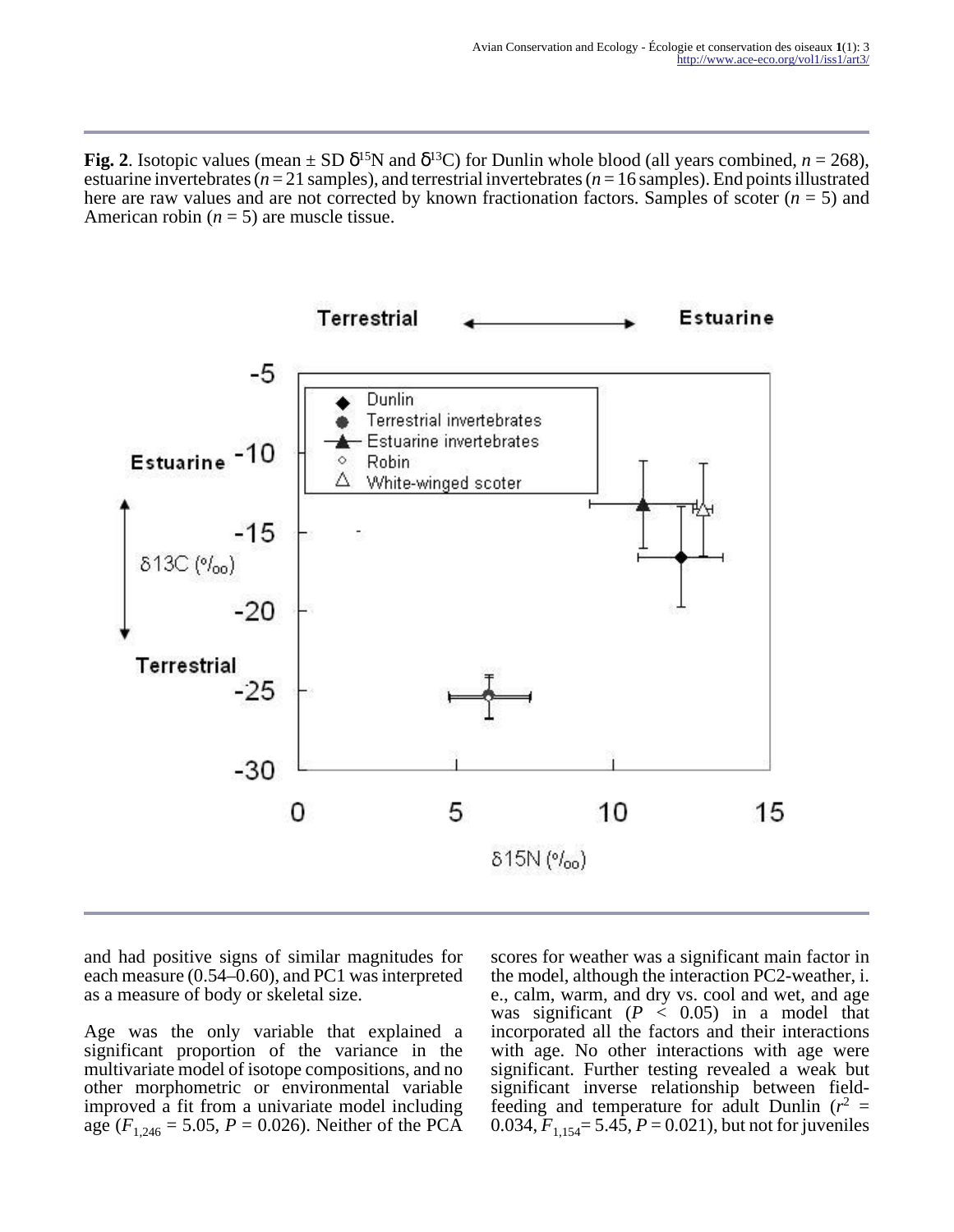**Fig. 2**. Isotopic values (mean ± SD $\delta^{15}N$ and $\delta^{13}C$) for Dunlin whole blood (all years combined, *n* = 268), estuarine invertebrates (*n* = 21 samples), and terrestrial invertebrates (*n* = 16 samples). End points illustrated here are raw values and are not corrected by known fractionation factors. Samples of scoter (*n* = 5) and American robin (*n* = 5) are muscle tissue.

and had positive signs of similar magnitudes for each measure (0.54–0.60), and PC1 was interpreted as a measure of body or skeletal size.

Age was the only variable that explained a significant proportion of the variance in the multivariate model of isotope compositions, and no other morphometric or environmental variable improved a fit from a univariate model including age ($F_{1,246}$ = 5.05, *P* = 0.026). Neither of the PCA scores for weather was a significant main factor in the model, although the interaction PC2-weather, i. e., calm, warm, and dry vs. cool and wet, and age was significant ($P < 0.05$) in a model that incorporated all the factors and their interactions with age. No other interactions with age were significant. Further testing revealed a weak but significant inverse relationship between field-feeding and temperature for adult Dunlin ($r^2$ = 0.034, $F_{1,154}$= 5.45, *P* = 0.021), but not for juveniles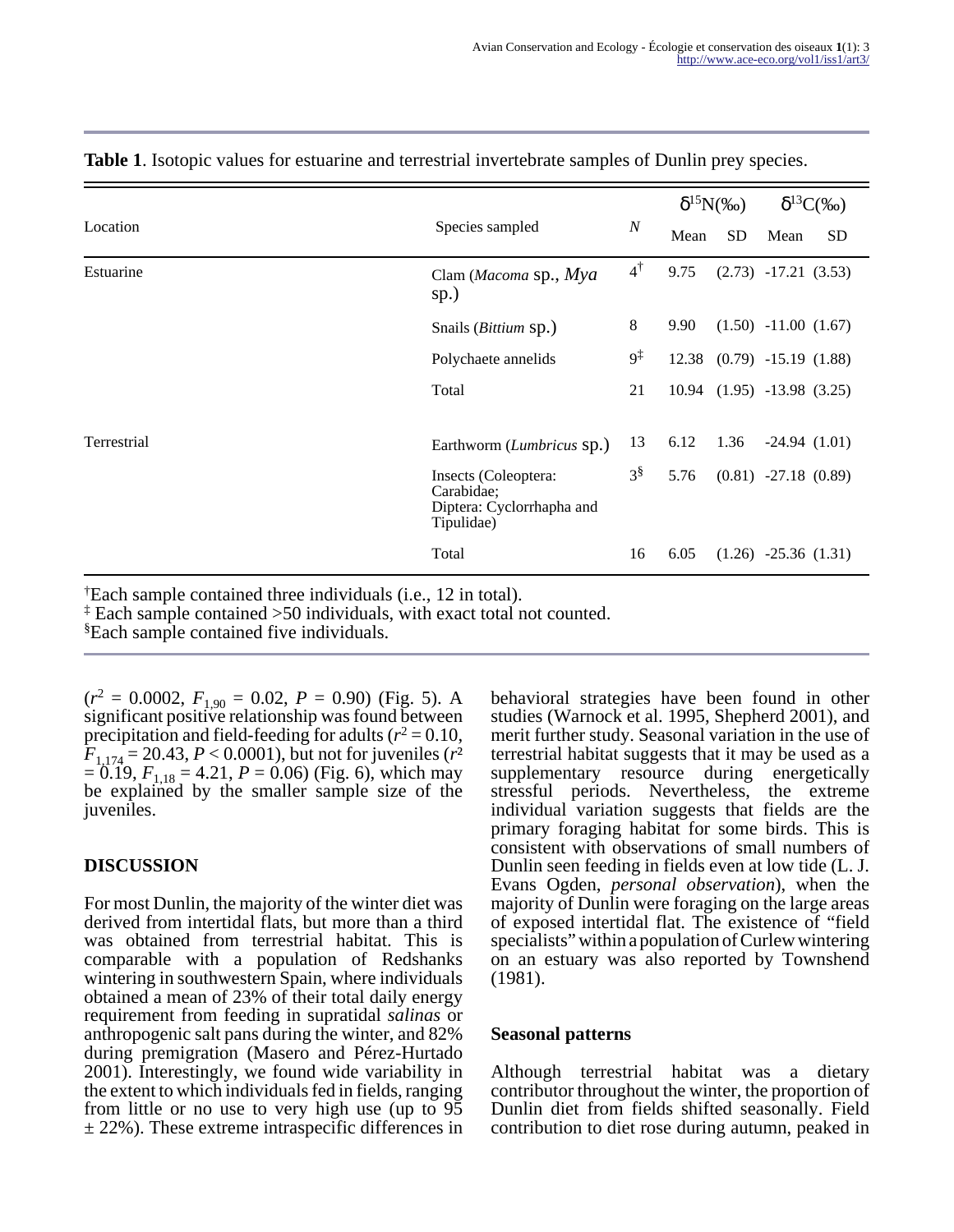**Table 1**. Isotopic values for estuarine and terrestrial invertebrate samples of Dunlin prey species.

| Location | Species sampled | *N* | δ15N(‰) | | δ13C(‰) | |
|---|---|---|---|---|---|---|
| | | | Mean | SD | Mean | SD |
| Estuarine | Clam (*Macoma* sp., *Mya* sp.) | 4[†] | 9.75 | (2.73) | -17.21 | (3.53) |
| | Snails (*Bittium* sp.) | 8 | 9.90 | (1.50) | -11.00 | (1.67) |
| | Polychaete annelids | 9[‡] | 12.38 | (0.79) | -15.19 | (1.88) |
| | Total | 21 | 10.94 | (1.95) | -13.98 | (3.25) |
| Terrestrial | Earthworm (*Lumbricus* sp.) | 13 | 6.12 | 1.36 | -24.94 | (1.01) |
| | Insects (Coleoptera: Carabidae; Diptera: Cyclorrhapha and Tipulidae) | 3[§] | 5.76 | (0.81) | -27.18 | (0.89) |
| | Total | 16 | 6.05 | (1.26) | -25.36 | (1.31) |

[†]Each sample contained three individuals (i.e., 12 in total).
[‡] Each sample contained >50 individuals, with exact total not counted.
[§]Each sample contained five individuals.

($r^2$ = 0.0002, $F_{1,90}$ = 0.02, $P$ = 0.90) (Fig. 5). A significant positive relationship was found between precipitation and field-feeding for adults ($r^2$ = 0.10, $F_{1,174}$ = 20.43, $P$ < 0.0001), but not for juveniles ($r^2$ = 0.19, $F_{1,18}$ = 4.21, $P$ = 0.06) (Fig. 6), which may be explained by the smaller sample size of the juveniles.

## DISCUSSION

For most Dunlin, the majority of the winter diet was derived from intertidal flats, but more than a third was obtained from terrestrial habitat. This is comparable with a population of Redshanks wintering in southwestern Spain, where individuals obtained a mean of 23% of their total daily energy requirement from feeding in supratidal *salinas* or anthropogenic salt pans during the winter, and 82% during premigration (Masero and Pérez-Hurtado 2001). Interestingly, we found wide variability in the extent to which individuals fed in fields, ranging from little or no use to very high use (up to 95 ± 22%). These extreme intraspecific differences in behavioral strategies have been found in other studies (Warnock et al. 1995, Shepherd 2001), and merit further study. Seasonal variation in the use of terrestrial habitat suggests that it may be used as a supplementary resource during energetically stressful periods. Nevertheless, the extreme individual variation suggests that fields are the primary foraging habitat for some birds. This is consistent with observations of small numbers of Dunlin seen feeding in fields even at low tide (L. J. Evans Ogden, *personal observation*), when the majority of Dunlin were foraging on the large areas of exposed intertidal flat. The existence of "field specialists" within a population of Curlew wintering on an estuary was also reported by Townshend (1981).

### Seasonal patterns

Although terrestrial habitat was a dietary contributor throughout the winter, the proportion of Dunlin diet from fields shifted seasonally. Field contribution to diet rose during autumn, peaked in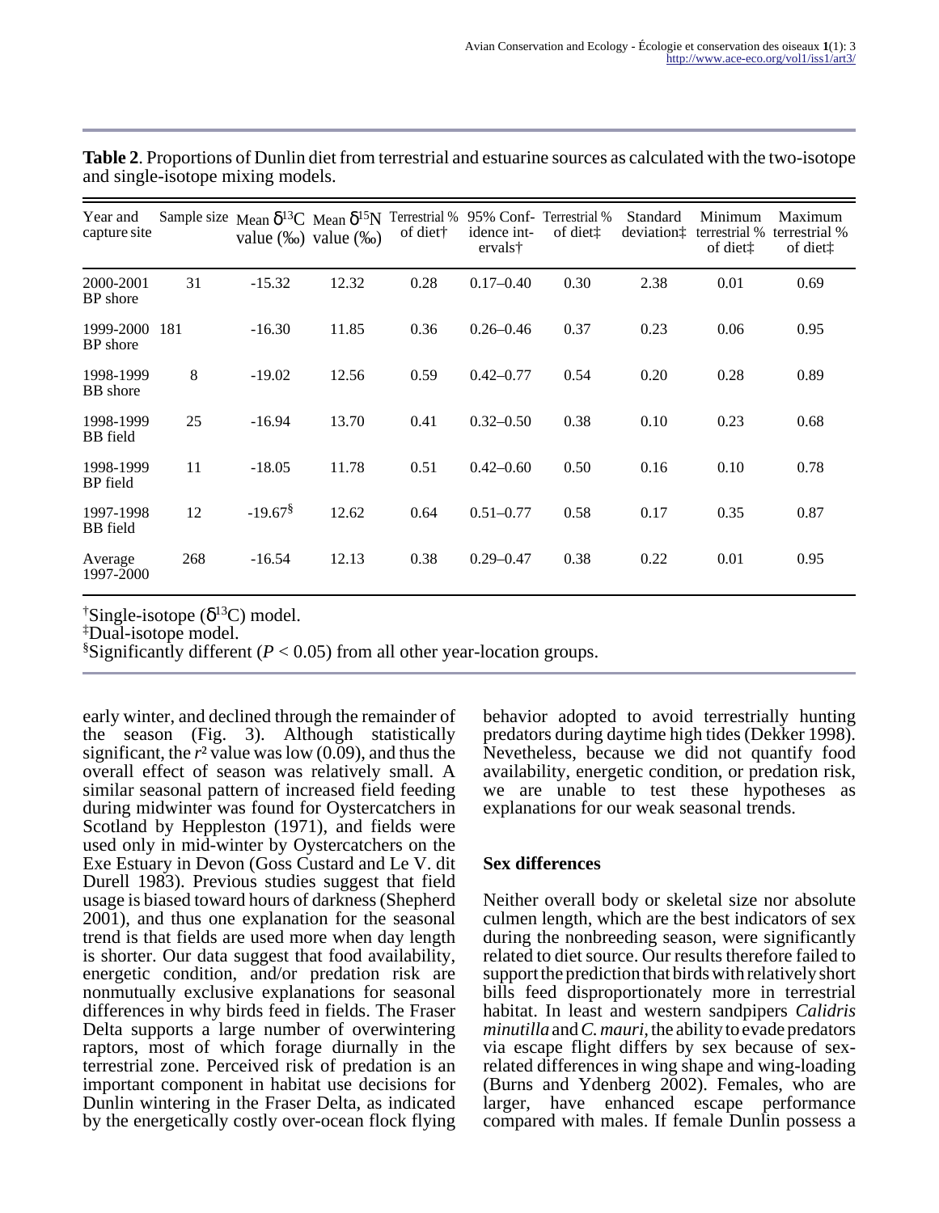**Table 2**. Proportions of Dunlin diet from terrestrial and estuarine sources as calculated with the two-isotope and single-isotope mixing models.

| Year and capture site | Sample size | Mean $\delta^{13}C$ value (‰) | Mean $\delta^{15}N$ value (‰) | Terrestrial % of diet† | 95% Confidence intervals† | Terrestrial % of diet‡ | Standard deviation‡ | Minimum terrestrial % of diet‡ | Maximum terrestrial % of diet‡ |
|---|---|---|---|---|---|---|---|---|---|
| 2000-2001 BP shore | 31 | -15.32 | 12.32 | 0.28 | 0.17–0.40 | 0.30 | 2.38 | 0.01 | 0.69 |
| 1999-2000 BP shore | 181 | -16.30 | 11.85 | 0.36 | 0.26–0.46 | 0.37 | 0.23 | 0.06 | 0.95 |
| 1998-1999 BB shore | 8 | -19.02 | 12.56 | 0.59 | 0.42–0.77 | 0.54 | 0.20 | 0.28 | 0.89 |
| 1998-1999 BB field | 25 | -16.94 | 13.70 | 0.41 | 0.32–0.50 | 0.38 | 0.10 | 0.23 | 0.68 |
| 1998-1999 BP field | 11 | -18.05 | 11.78 | 0.51 | 0.42–0.60 | 0.50 | 0.16 | 0.10 | 0.78 |
| 1997-1998 BB field | 12 | -19.67§ | 12.62 | 0.64 | 0.51–0.77 | 0.58 | 0.17 | 0.35 | 0.87 |
| Average 1997-2000 | 268 | -16.54 | 12.13 | 0.38 | 0.29–0.47 | 0.38 | 0.22 | 0.01 | 0.95 |

†Single-isotope ($\delta^{13}C$) model.
‡Dual-isotope model.
§Significantly different ($P < 0.05$) from all other year-location groups.

early winter, and declined through the remainder of the season (Fig. 3). Although statistically significant, the $r^2$ value was low (0.09), and thus the overall effect of season was relatively small. A similar seasonal pattern of increased field feeding during midwinter was found for Oystercatchers in Scotland by Heppleston (1971), and fields were used only in mid-winter by Oystercatchers on the Exe Estuary in Devon (Goss Custard and Le V. dit Durell 1983). Previous studies suggest that field usage is biased toward hours of darkness (Shepherd 2001), and thus one explanation for the seasonal trend is that fields are used more when day length is shorter. Our data suggest that food availability, energetic condition, and/or predation risk are nonmutually exclusive explanations for seasonal differences in why birds feed in fields. The Fraser Delta supports a large number of overwintering raptors, most of which forage diurnally in the terrestrial zone. Perceived risk of predation is an important component in habitat use decisions for Dunlin wintering in the Fraser Delta, as indicated by the energetically costly over-ocean flock flying behavior adopted to avoid terrestrially hunting predators during daytime high tides (Dekker 1998). Nevertheless, because we did not quantify food availability, energetic condition, or predation risk, we are unable to test these hypotheses as explanations for our weak seasonal trends.

### Sex differences

Neither overall body or skeletal size nor absolute culmen length, which are the best indicators of sex during the nonbreeding season, were significantly related to diet source. Our results therefore failed to support the prediction that birds with relatively short bills feed disproportionately more in terrestrial habitat. In least and western sandpipers *Calidris minutilla* and *C. mauri*, the ability to evade predators via escape flight differs by sex because of sex-related differences in wing shape and wing-loading (Burns and Ydenberg 2002). Females, who are larger, have enhanced escape performance compared with males. If female Dunlin possess a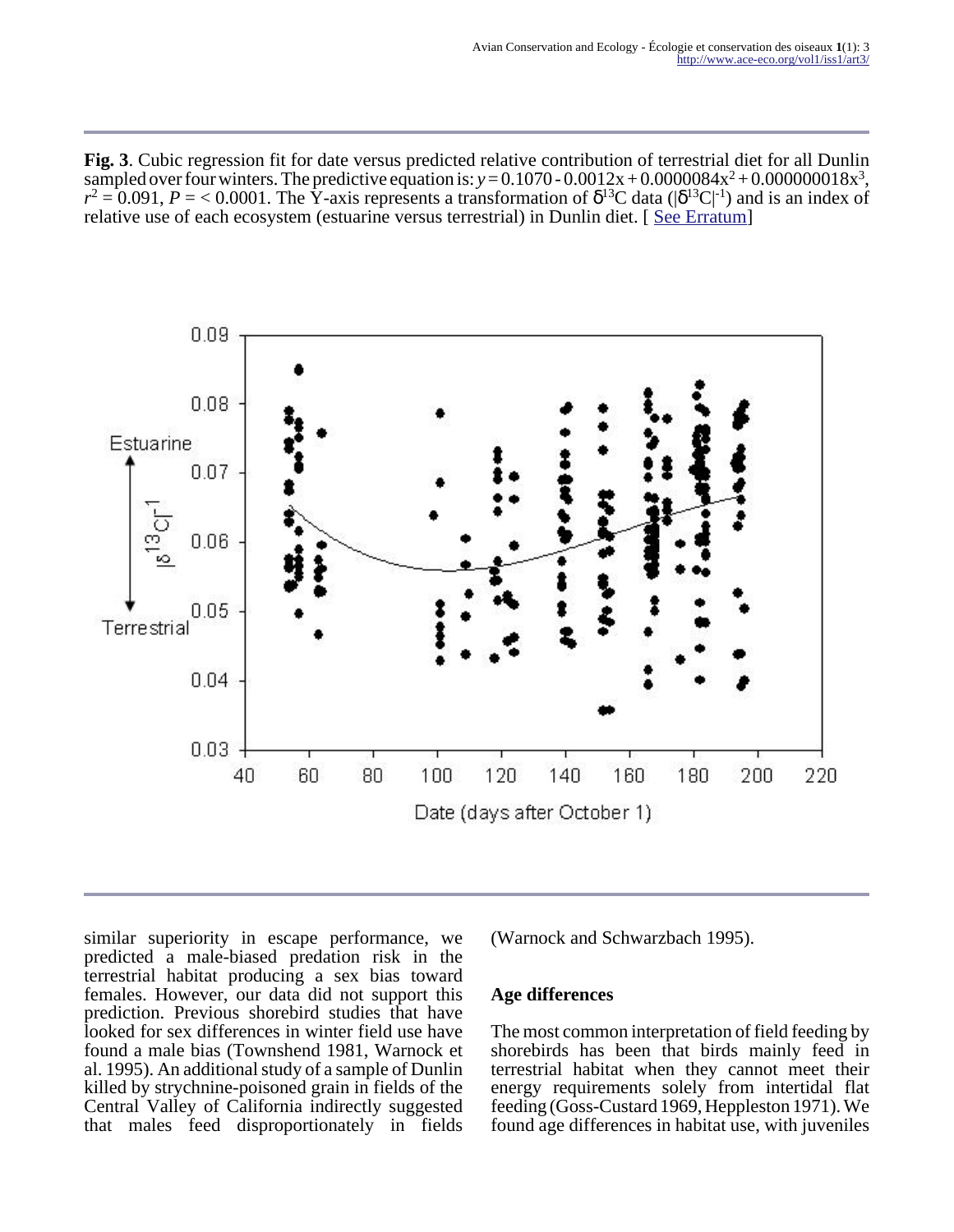**Fig. 3**. Cubic regression fit for date versus predicted relative contribution of terrestrial diet for all Dunlin sampled over four winters. The predictive equation is: $y = 0.1070 - 0.0012x + 0.0000084x^2 + 0.000000018x^3$, $r^2 = 0.091$, $P = < 0.0001$. The Y-axis represents a transformation of $\delta^{13}C$ data ($|\delta^{13}C|^{-1}$) and is an index of relative use of each ecosystem (estuarine versus terrestrial) in Dunlin diet. [ See Erratum]

similar superiority in escape performance, we predicted a male-biased predation risk in the terrestrial habitat producing a sex bias toward females. However, our data did not support this prediction. Previous shorebird studies that have looked for sex differences in winter field use have found a male bias (Townshend 1981, Warnock et al. 1995). An additional study of a sample of Dunlin killed by strychnine-poisoned grain in fields of the Central Valley of California indirectly suggested that males feed disproportionately in fields (Warnock and Schwarzbach 1995).

### Age differences

The most common interpretation of field feeding by shorebirds has been that birds mainly feed in terrestrial habitat when they cannot meet their energy requirements solely from intertidal flat feeding (Goss-Custard 1969, Heppleston 1971). We found age differences in habitat use, with juveniles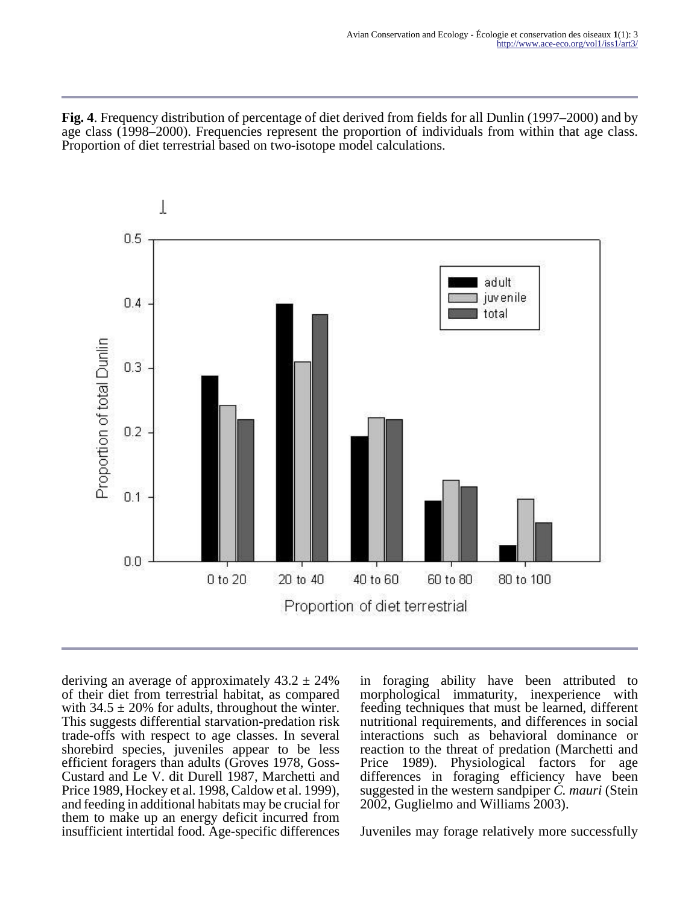**Fig. 4**. Frequency distribution of percentage of diet derived from fields for all Dunlin (1997–2000) and by age class (1998–2000). Frequencies represent the proportion of individuals from within that age class. Proportion of diet terrestrial based on two-isotope model calculations.

deriving an average of approximately 43.2 ± 24% of their diet from terrestrial habitat, as compared with 34.5 ± 20% for adults, throughout the winter. This suggests differential starvation-predation risk trade-offs with respect to age classes. In several shorebird species, juveniles appear to be less efficient foragers than adults (Groves 1978, Goss-Custard and Le V. dit Durell 1987, Marchetti and Price 1989, Hockey et al. 1998, Caldow et al. 1999), and feeding in additional habitats may be crucial for them to make up an energy deficit incurred from insufficient intertidal food. Age-specific differences in foraging ability have been attributed to morphological immaturity, inexperience with feeding techniques that must be learned, different nutritional requirements, and differences in social interactions such as behavioral dominance or reaction to the threat of predation (Marchetti and Price 1989). Physiological factors for age differences in foraging efficiency have been suggested in the western sandpiper *C. mauri* (Stein 2002, Guglielmo and Williams 2003).

Juveniles may forage relatively more successfully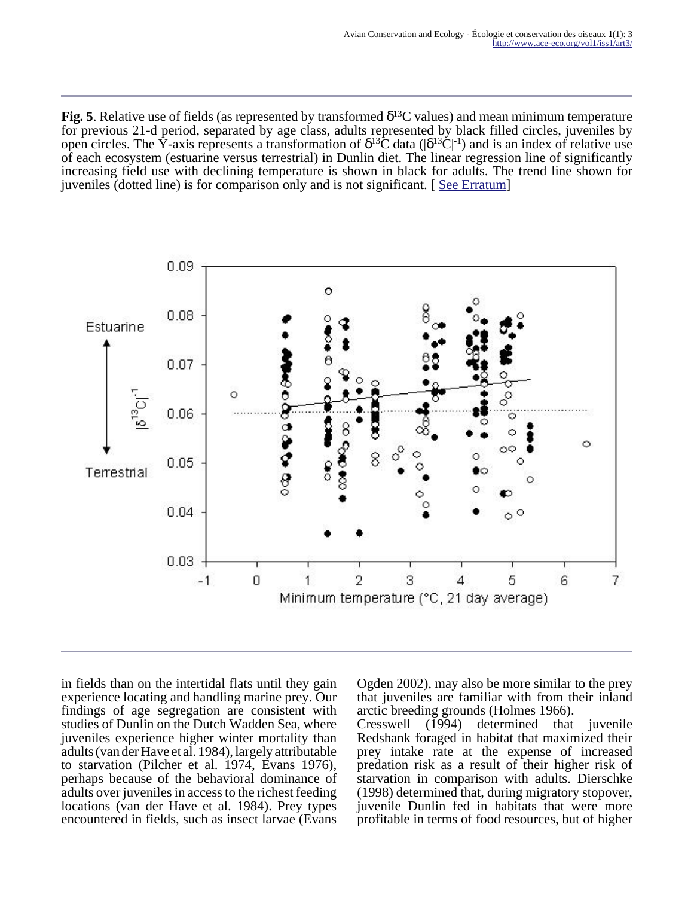**Fig. 5**. Relative use of fields (as represented by transformed $\delta^{13}C$ values) and mean minimum temperature for previous 21-d period, separated by age class, adults represented by black filled circles, juveniles by open circles. The Y-axis represents a transformation of $\delta^{13}C$ data ($|\delta^{13}C|^{-1}$) and is an index of relative use of each ecosystem (estuarine versus terrestrial) in Dunlin diet. The linear regression line of significantly increasing field use with declining temperature is shown in black for adults. The trend line shown for juveniles (dotted line) is for comparison only and is not significant. [ See Erratum]

in fields than on the intertidal flats until they gain experience locating and handling marine prey. Our findings of age segregation are consistent with studies of Dunlin on the Dutch Wadden Sea, where juveniles experience higher winter mortality than adults (van der Have et al. 1984), largely attributable to starvation (Pilcher et al. 1974, Evans 1976), perhaps because of the behavioral dominance of adults over juveniles in access to the richest feeding locations (van der Have et al. 1984). Prey types encountered in fields, such as insect larvae (Evans Ogden 2002), may also be more similar to the prey that juveniles are familiar with from their inland arctic breeding grounds (Holmes 1966).

Cresswell (1994) determined that juvenile Redshank foraged in habitat that maximized their prey intake rate at the expense of increased predation risk as a result of their higher risk of starvation in comparison with adults. Dierschke (1998) determined that, during migratory stopover, juvenile Dunlin fed in habitats that were more profitable in terms of food resources, but of higher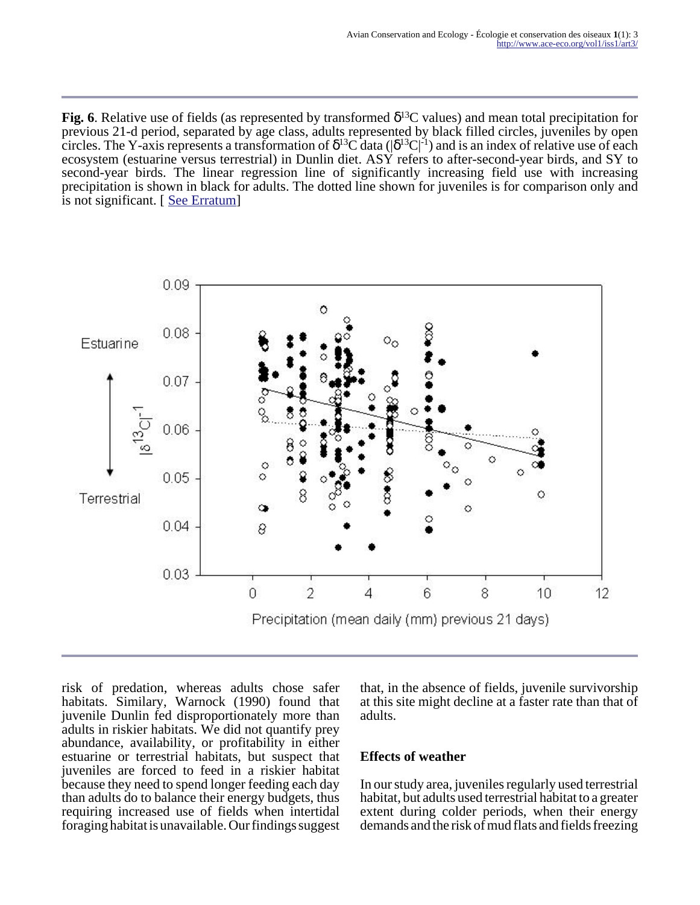**Fig. 6**. Relative use of fields (as represented by transformed $\delta^{13}C$ values) and mean total precipitation for previous 21-d period, separated by age class, adults represented by black filled circles, juveniles by open circles. The Y-axis represents a transformation of $\delta^{13}C$ data ($|\delta^{13}C|^{-1}$) and is an index of relative use of each ecosystem (estuarine versus terrestrial) in Dunlin diet. ASY refers to after-second-year birds, and SY to second-year birds. The linear regression line of significantly increasing field use with increasing precipitation is shown in black for adults. The dotted line shown for juveniles is for comparison only and is not significant. [ See Erratum]

risk of predation, whereas adults chose safer habitats. Similary, Warnock (1990) found that juvenile Dunlin fed disproportionately more than adults in riskier habitats. We did not quantify prey abundance, availability, or profitability in either estuarine or terrestrial habitats, but suspect that juveniles are forced to feed in a riskier habitat because they need to spend longer feeding each day than adults do to balance their energy budgets, thus requiring increased use of fields when intertidal foraging habitat is unavailable. Our findings suggest that, in the absence of fields, juvenile survivorship at this site might decline at a faster rate than that of adults.

### Effects of weather

In our study area, juveniles regularly used terrestrial habitat, but adults used terrestrial habitat to a greater extent during colder periods, when their energy demands and the risk of mud flats and fields freezing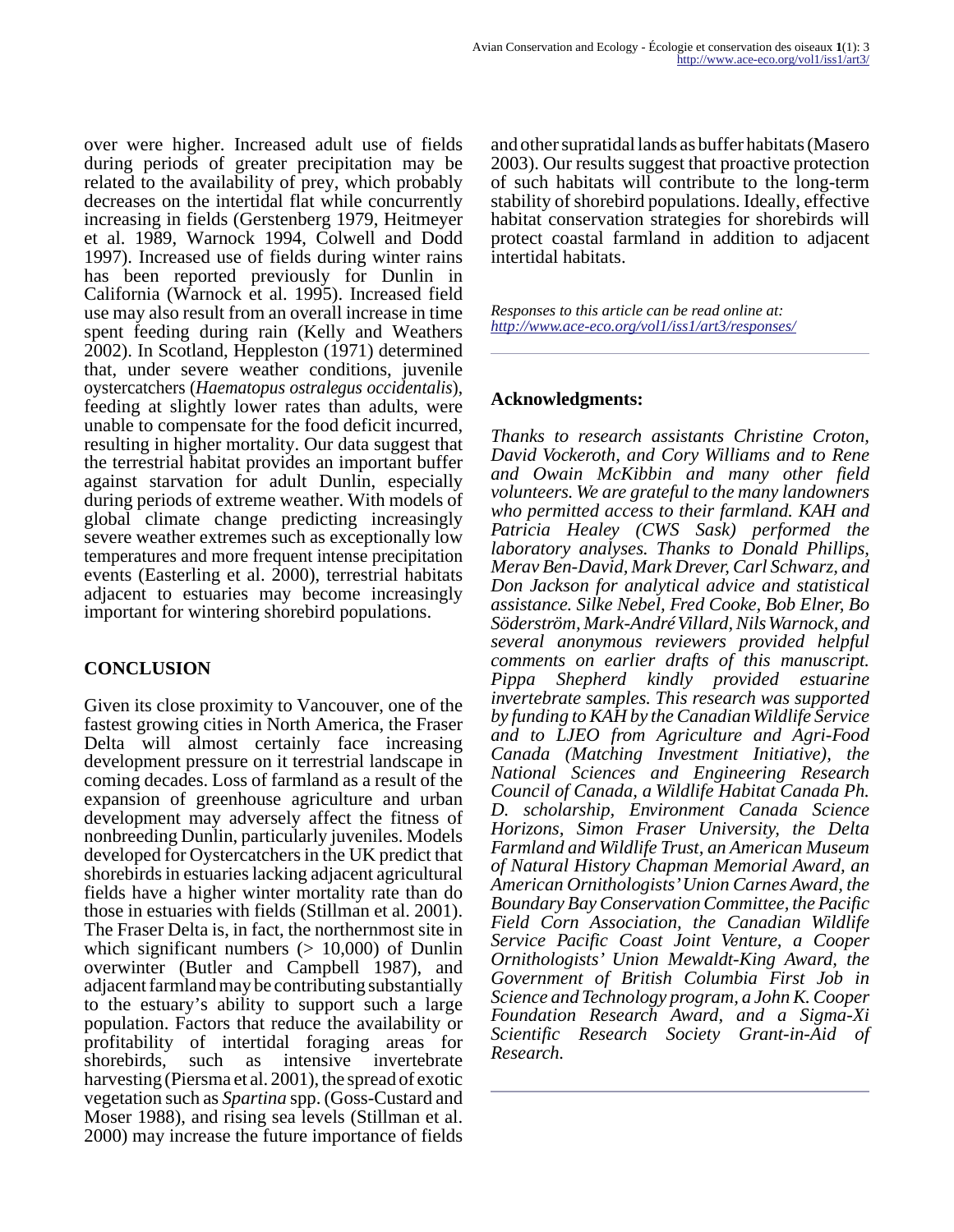over were higher. Increased adult use of fields during periods of greater precipitation may be related to the availability of prey, which probably decreases on the intertidal flat while concurrently increasing in fields (Gerstenberg 1979, Heitmeyer et al. 1989, Warnock 1994, Colwell and Dodd 1997). Increased use of fields during winter rains has been reported previously for Dunlin in California (Warnock et al. 1995). Increased field use may also result from an overall increase in time spent feeding during rain (Kelly and Weathers 2002). In Scotland, Heppleston (1971) determined that, under severe weather conditions, juvenile oystercatchers (*Haematopus ostralegus occidentalis*), feeding at slightly lower rates than adults, were unable to compensate for the food deficit incurred, resulting in higher mortality. Our data suggest that the terrestrial habitat provides an important buffer against starvation for adult Dunlin, especially during periods of extreme weather. With models of global climate change predicting increasingly severe weather extremes such as exceptionally low temperatures and more frequent intense precipitation events (Easterling et al. 2000), terrestrial habitats adjacent to estuaries may become increasingly important for wintering shorebird populations.

## CONCLUSION

Given its close proximity to Vancouver, one of the fastest growing cities in North America, the Fraser Delta will almost certainly face increasing development pressure on it terrestrial landscape in coming decades. Loss of farmland as a result of the expansion of greenhouse agriculture and urban development may adversely affect the fitness of nonbreeding Dunlin, particularly juveniles. Models developed for Oystercatchers in the UK predict that shorebirds in estuaries lacking adjacent agricultural fields have a higher winter mortality rate than do those in estuaries with fields (Stillman et al. 2001). The Fraser Delta is, in fact, the northernmost site in which significant numbers (> 10,000) of Dunlin overwinter (Butler and Campbell 1987), and adjacent farmland may be contributing substantially to the estuary's ability to support such a large population. Factors that reduce the availability or profitability of intertidal foraging areas for shorebirds, such as intensive invertebrate harvesting (Piersma et al. 2001), the spread of exotic vegetation such as *Spartina* spp. (Goss-Custard and Moser 1988), and rising sea levels (Stillman et al. 2000) may increase the future importance of fields and other supratidal lands as buffer habitats (Masero 2003). Our results suggest that proactive protection of such habitats will contribute to the long-term stability of shorebird populations. Ideally, effective habitat conservation strategies for shorebirds will protect coastal farmland in addition to adjacent intertidal habitats.

*Responses to this article can be read online at: http://www.ace-eco.org/vol1/iss1/art3/responses/*

### Acknowledgments:

*Thanks to research assistants Christine Croton, David Vockeroth, and Cory Williams and to Rene and Owain McKibbin and many other field volunteers. We are grateful to the many landowners who permitted access to their farmland. KAH and Patricia Healey (CWS Sask) performed the laboratory analyses. Thanks to Donald Phillips, Merav Ben-David, Mark Drever, Carl Schwarz, and Don Jackson for analytical advice and statistical assistance. Silke Nebel, Fred Cooke, Bob Elner, Bo Söderström, Mark-André Villard, Nils Warnock, and several anonymous reviewers provided helpful comments on earlier drafts of this manuscript. Pippa Shepherd kindly provided estuarine invertebrate samples. This research was supported by funding to KAH by the Canadian Wildlife Service and to LJEO from Agriculture and Agri-Food Canada (Matching Investment Initiative), the National Sciences and Engineering Research Council of Canada, a Wildlife Habitat Canada Ph. D. scholarship, Environment Canada Science Horizons, Simon Fraser University, the Delta Farmland and Wildlife Trust, an American Museum of Natural History Chapman Memorial Award, an American Ornithologists' Union Carnes Award, the Boundary Bay Conservation Committee, the Pacific Field Corn Association, the Canadian Wildlife Service Pacific Coast Joint Venture, a Cooper Ornithologists' Union Mewaldt-King Award, the Government of British Columbia First Job in Science and Technology program, a John K. Cooper Foundation Research Award, and a Sigma-Xi Scientific Research Society Grant-in-Aid of Research.*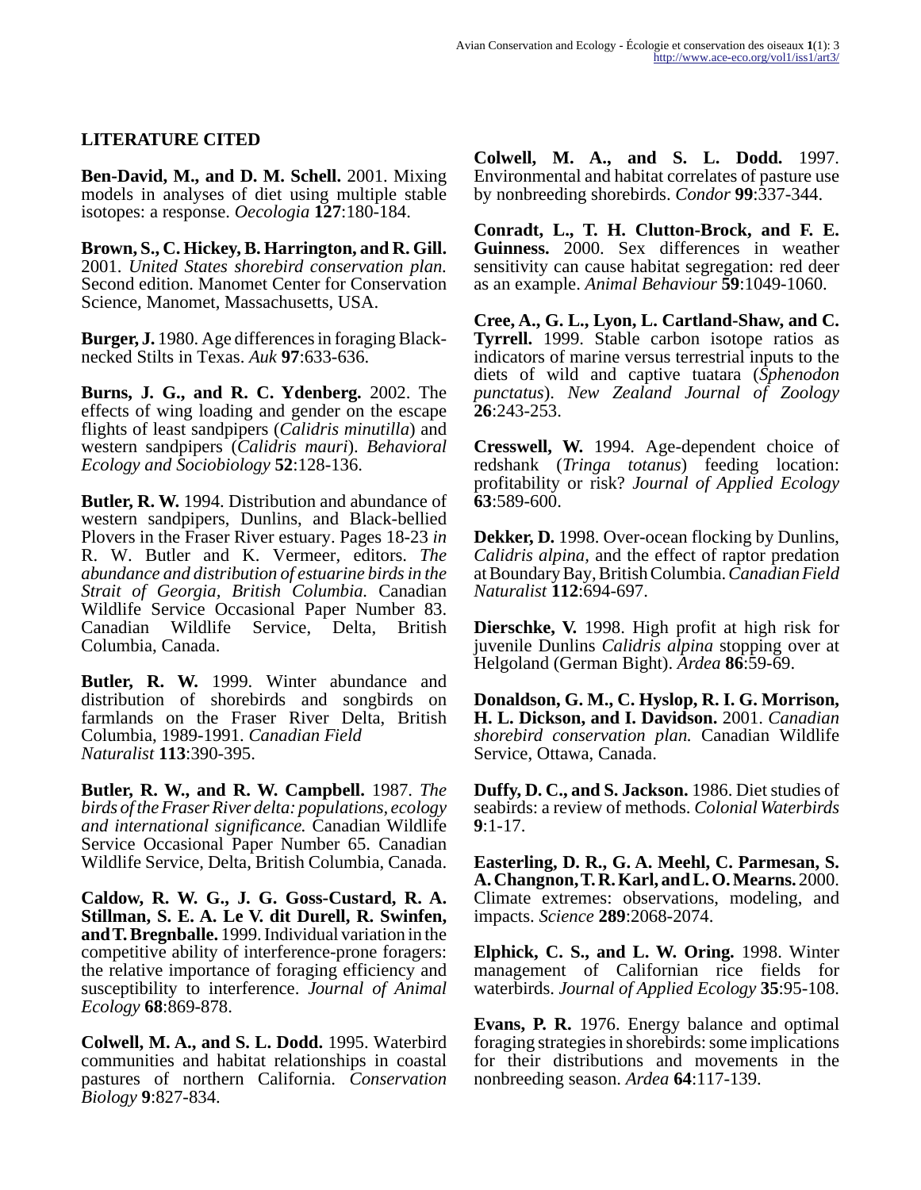## LITERATURE CITED

**Ben-David, M., and D. M. Schell.** 2001. Mixing models in analyses of diet using multiple stable isotopes: a response. *Oecologia* **127**:180-184.

**Brown, S., C. Hickey, B. Harrington, and R. Gill.** 2001. *United States shorebird conservation plan.* Second edition. Manomet Center for Conservation Science, Manomet, Massachusetts, USA.

**Burger, J.** 1980. Age differences in foraging Black-necked Stilts in Texas. *Auk* **97**:633-636.

**Burns, J. G., and R. C. Ydenberg.** 2002. The effects of wing loading and gender on the escape flights of least sandpipers (*Calidris minutilla*) and western sandpipers (*Calidris mauri*). *Behavioral Ecology and Sociobiology* **52**:128-136.

**Butler, R. W.** 1994. Distribution and abundance of western sandpipers, Dunlins, and Black-bellied Plovers in the Fraser River estuary. Pages 18-23 *in* R. W. Butler and K. Vermeer, editors. *The abundance and distribution of estuarine birds in the Strait of Georgia, British Columbia.* Canadian Wildlife Service Occasional Paper Number 83. Canadian Wildlife Service, Delta, British Columbia, Canada.

**Butler, R. W.** 1999. Winter abundance and distribution of shorebirds and songbirds on farmlands on the Fraser River Delta, British Columbia, 1989-1991. *Canadian Field Naturalist* **113**:390-395.

**Butler, R. W., and R. W. Campbell.** 1987. *The birds of the Fraser River delta: populations, ecology and international significance.* Canadian Wildlife Service Occasional Paper Number 65. Canadian Wildlife Service, Delta, British Columbia, Canada.

**Caldow, R. W. G., J. G. Goss-Custard, R. A. Stillman, S. E. A. Le V. dit Durell, R. Swinfen, and T. Bregnballe.** 1999. Individual variation in the competitive ability of interference-prone foragers: the relative importance of foraging efficiency and susceptibility to interference. *Journal of Animal Ecology* **68**:869-878.

**Colwell, M. A., and S. L. Dodd.** 1995. Waterbird communities and habitat relationships in coastal pastures of northern California. *Conservation Biology* **9**:827-834.

**Colwell, M. A., and S. L. Dodd.** 1997. Environmental and habitat correlates of pasture use by nonbreeding shorebirds. *Condor* **99**:337-344.

**Conradt, L., T. H. Clutton-Brock, and F. E. Guinness.** 2000. Sex differences in weather sensitivity can cause habitat segregation: red deer as an example. *Animal Behaviour* **59**:1049-1060.

**Cree, A., G. L., Lyon, L. Cartland-Shaw, and C. Tyrrell.** 1999. Stable carbon isotope ratios as indicators of marine versus terrestrial inputs to the diets of wild and captive tuatara (*Sphenodon punctatus*). *New Zealand Journal of Zoology* **26**:243-253.

**Cresswell, W.** 1994. Age-dependent choice of redshank (*Tringa totanus*) feeding location: profitability or risk? *Journal of Applied Ecology* **63**:589-600.

**Dekker, D.** 1998. Over-ocean flocking by Dunlins, *Calidris alpina*, and the effect of raptor predation at Boundary Bay, British Columbia. *Canadian Field Naturalist* **112**:694-697.

**Dierschke, V.** 1998. High profit at high risk for juvenile Dunlins *Calidris alpina* stopping over at Helgoland (German Bight). *Ardea* **86**:59-69.

**Donaldson, G. M., C. Hyslop, R. I. G. Morrison, H. L. Dickson, and I. Davidson.** 2001. *Canadian shorebird conservation plan.* Canadian Wildlife Service, Ottawa, Canada.

**Duffy, D. C., and S. Jackson.** 1986. Diet studies of seabirds: a review of methods. *Colonial Waterbirds* **9**:1-17.

**Easterling, D. R., G. A. Meehl, C. Parmesan, S. A. Changnon, T. R. Karl, and L. O. Mearns.** 2000. Climate extremes: observations, modeling, and impacts. *Science* **289**:2068-2074.

**Elphick, C. S., and L. W. Oring.** 1998. Winter management of Californian rice fields for waterbirds. *Journal of Applied Ecology* **35**:95-108.

**Evans, P. R.** 1976. Energy balance and optimal foraging strategies in shorebirds: some implications for their distributions and movements in the nonbreeding season. *Ardea* **64**:117-139.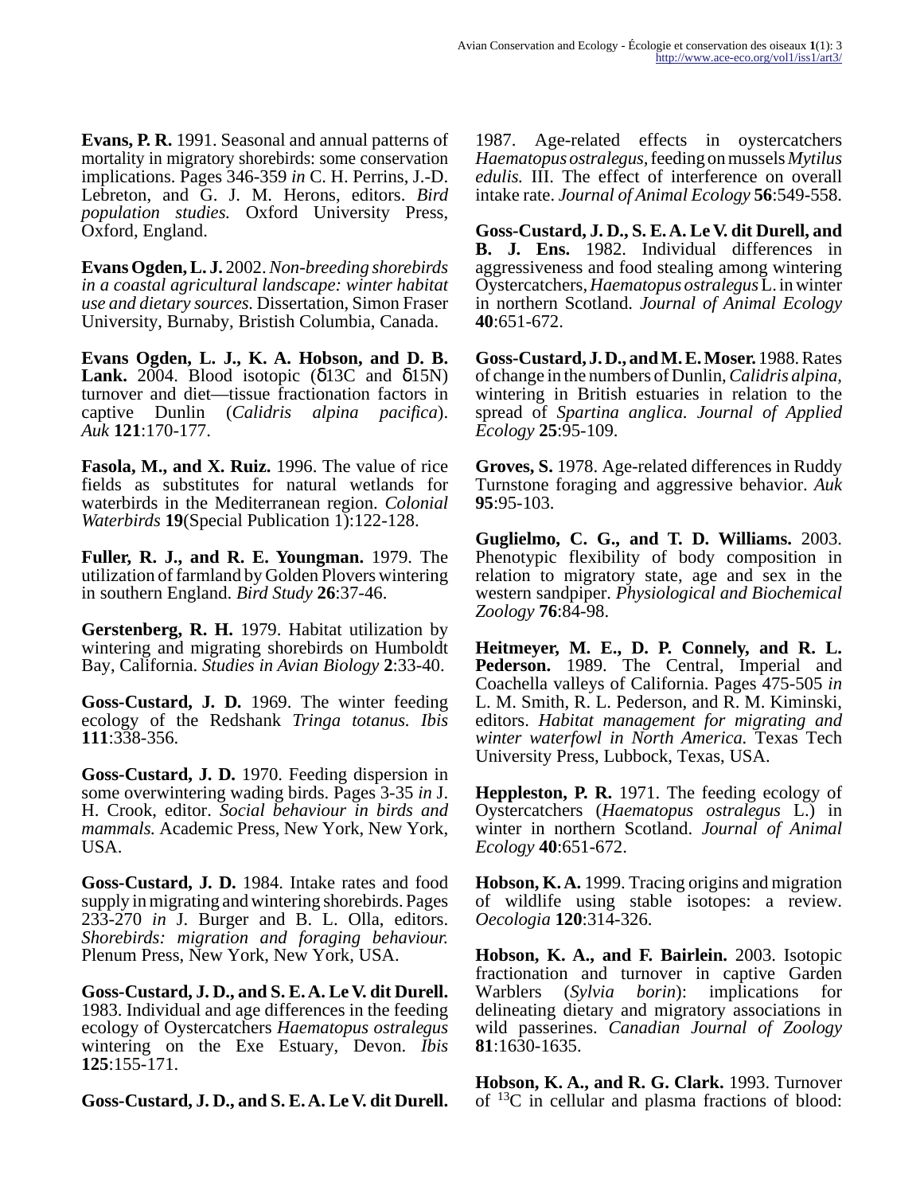**Evans, P. R.** 1991. Seasonal and annual patterns of mortality in migratory shorebirds: some conservation implications. Pages 346-359 *in* C. H. Perrins, J.-D. Lebreton, and G. J. M. Herons, editors. *Bird population studies.* Oxford University Press, Oxford, England.

**Evans Ogden, L. J.** 2002. *Non-breeding shorebirds in a coastal agricultural landscape: winter habitat use and dietary sources.* Dissertation, Simon Fraser University, Burnaby, Bristish Columbia, Canada.

**Evans Ogden, L. J., K. A. Hobson, and D. B. Lank.** 2004. Blood isotopic (δ13C and δ15N) turnover and diet—tissue fractionation factors in captive Dunlin (*Calidris alpina pacifica*). *Auk* **121**:170-177.

**Fasola, M., and X. Ruiz.** 1996. The value of rice fields as substitutes for natural wetlands for waterbirds in the Mediterranean region. *Colonial Waterbirds* **19**(Special Publication 1):122-128.

**Fuller, R. J., and R. E. Youngman.** 1979. The utilization of farmland by Golden Plovers wintering in southern England. *Bird Study* **26**:37-46.

**Gerstenberg, R. H.** 1979. Habitat utilization by wintering and migrating shorebirds on Humboldt Bay, California. *Studies in Avian Biology* **2**:33-40.

**Goss-Custard, J. D.** 1969. The winter feeding ecology of the Redshank *Tringa totanus*. *Ibis* **111**:338-356.

**Goss-Custard, J. D.** 1970. Feeding dispersion in some overwintering wading birds. Pages 3-35 *in* J. H. Crook, editor. *Social behaviour in birds and mammals.* Academic Press, New York, New York, USA.

**Goss-Custard, J. D.** 1984. Intake rates and food supply in migrating and wintering shorebirds. Pages 233-270 *in* J. Burger and B. L. Olla, editors. *Shorebirds: migration and foraging behaviour.* Plenum Press, New York, New York, USA.

**Goss-Custard, J. D., and S. E. A. Le V. dit Durell.** 1983. Individual and age differences in the feeding ecology of Oystercatchers *Haematopus ostralegus* wintering on the Exe Estuary, Devon. *Ibis* **125**:155-171.

**Goss-Custard, J. D., and S. E. A. Le V. dit Durell.** 1987. Age-related effects in oystercatchers *Haematopus ostralegus*, feeding on mussels *Mytilus edulis.* III. The effect of interference on overall intake rate. *Journal of Animal Ecology* **56**:549-558.

**Goss-Custard, J. D., S. E. A. Le V. dit Durell, and B. J. Ens.** 1982. Individual differences in aggressiveness and food stealing among wintering Oystercatchers, *Haematopus ostralegus* L. in winter in northern Scotland. *Journal of Animal Ecology* **40**:651-672.

**Goss-Custard, J. D., and M. E. Moser.** 1988. Rates of change in the numbers of Dunlin, *Calidris alpina*, wintering in British estuaries in relation to the spread of *Spartina anglica. Journal of Applied Ecology* **25**:95-109.

**Groves, S.** 1978. Age-related differences in Ruddy Turnstone foraging and aggressive behavior. *Auk* **95**:95-103.

**Guglielmo, C. G., and T. D. Williams.** 2003. Phenotypic flexibility of body composition in relation to migratory state, age and sex in the western sandpiper. *Physiological and Biochemical Zoology* **76**:84-98.

**Heitmeyer, M. E., D. P. Connely, and R. L. Pederson.** 1989. The Central, Imperial and Coachella valleys of California. Pages 475-505 *in* L. M. Smith, R. L. Pederson, and R. M. Kiminski, editors. *Habitat management for migrating and winter waterfowl in North America.* Texas Tech University Press, Lubbock, Texas, USA.

**Heppleston, P. R.** 1971. The feeding ecology of Oystercatchers (*Haematopus ostralegus* L.) in winter in northern Scotland. *Journal of Animal Ecology* **40**:651-672.

**Hobson, K. A.** 1999. Tracing origins and migration of wildlife using stable isotopes: a review. *Oecologia* **120**:314-326.

**Hobson, K. A., and F. Bairlein.** 2003. Isotopic fractionation and turnover in captive Garden Warblers (*Sylvia borin*): implications for delineating dietary and migratory associations in wild passerines. *Canadian Journal of Zoology* **81**:1630-1635.

**Hobson, K. A., and R. G. Clark.** 1993. Turnover of $^{13}C$ in cellular and plasma fractions of blood: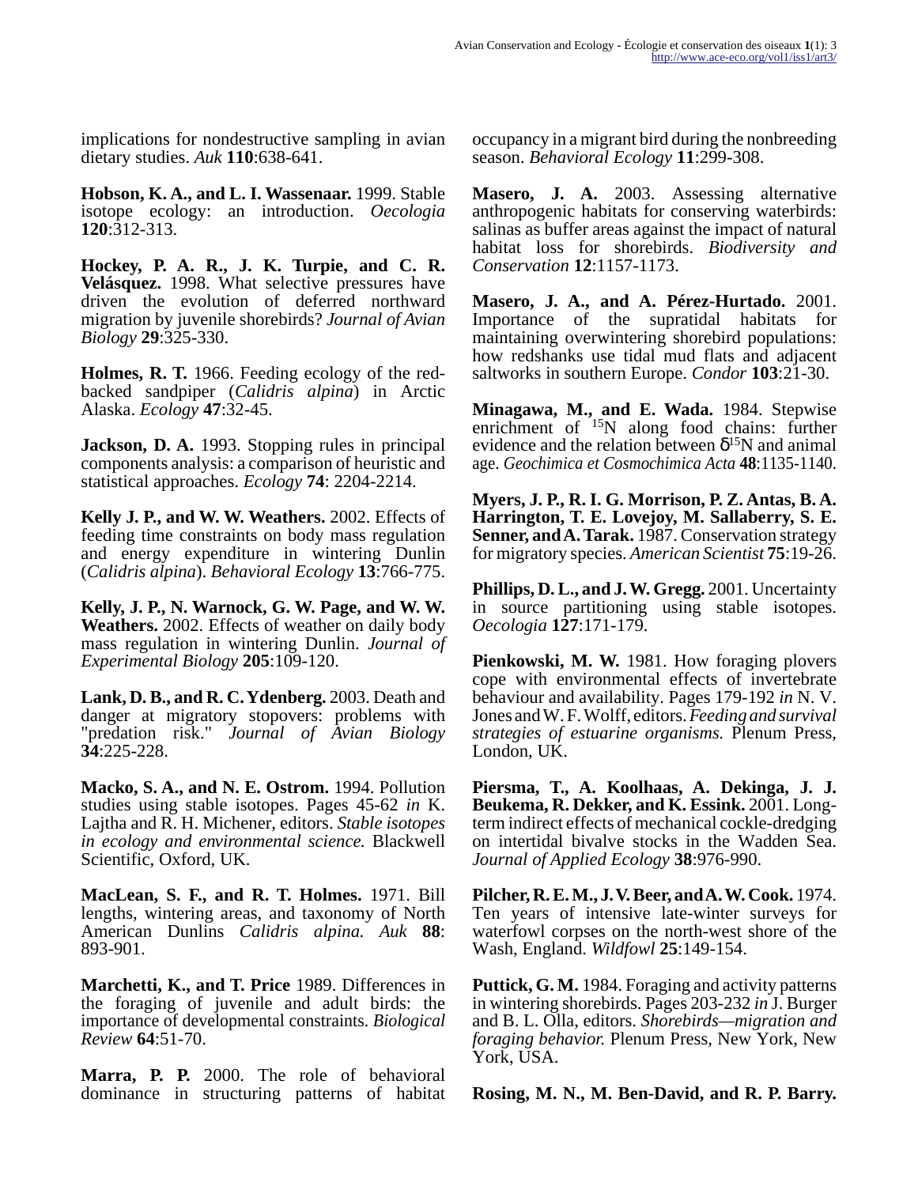implications for nondestructive sampling in avian dietary studies. *Auk* **110**:638-641.

**Hobson, K. A., and L. I. Wassenaar.** 1999. Stable isotope ecology: an introduction. *Oecologia* **120**:312-313.

**Hockey, P. A. R., J. K. Turpie, and C. R. Velásquez.** 1998. What selective pressures have driven the evolution of deferred northward migration by juvenile shorebirds? *Journal of Avian Biology* **29**:325-330.

**Holmes, R. T.** 1966. Feeding ecology of the red-backed sandpiper (*Calidris alpina*) in Arctic Alaska. *Ecology* **47**:32-45.

**Jackson, D. A.** 1993. Stopping rules in principal components analysis: a comparison of heuristic and statistical approaches. *Ecology* **74**: 2204-2214.

**Kelly J. P., and W. W. Weathers.** 2002. Effects of feeding time constraints on body mass regulation and energy expenditure in wintering Dunlin (*Calidris alpina*). *Behavioral Ecology* **13**:766-775.

**Kelly, J. P., N. Warnock, G. W. Page, and W. W. Weathers.** 2002. Effects of weather on daily body mass regulation in wintering Dunlin. *Journal of Experimental Biology* **205**:109-120.

**Lank, D. B., and R. C. Ydenberg.** 2003. Death and danger at migratory stopovers: problems with "predation risk." *Journal of Avian Biology* **34**:225-228.

**Macko, S. A., and N. E. Ostrom.** 1994. Pollution studies using stable isotopes. Pages 45-62 *in* K. Lajtha and R. H. Michener, editors. *Stable isotopes in ecology and environmental science.* Blackwell Scientific, Oxford, UK.

**MacLean, S. F., and R. T. Holmes.** 1971. Bill lengths, wintering areas, and taxonomy of North American Dunlins *Calidris alpina. Auk* **88**: 893-901.

**Marchetti, K., and T. Price** 1989. Differences in the foraging of juvenile and adult birds: the importance of developmental constraints. *Biological Review* **64**:51-70.

**Marra, P. P.** 2000. The role of behavioral dominance in structuring patterns of habitat occupancy in a migrant bird during the nonbreeding season. *Behavioral Ecology* **11**:299-308.

**Masero, J. A.** 2003. Assessing alternative anthropogenic habitats for conserving waterbirds: salinas as buffer areas against the impact of natural habitat loss for shorebirds. *Biodiversity and Conservation* **12**:1157-1173.

**Masero, J. A., and A. Pérez-Hurtado.** 2001. Importance of the supratidal habitats for maintaining overwintering shorebird populations: how redshanks use tidal mud flats and adjacent saltworks in southern Europe. *Condor* **103**:21-30.

**Minagawa, M., and E. Wada.** 1984. Stepwise enrichment of $^{15}$N along food chains: further evidence and the relation between $\delta^{15}$N and animal age. *Geochimica et Cosmochimica Acta* **48**:1135-1140.

**Myers, J. P., R. I. G. Morrison, P. Z. Antas, B. A. Harrington, T. E. Lovejoy, M. Sallaberry, S. E. Senner, and A. Tarak.** 1987. Conservation strategy for migratory species. *American Scientist* **75**:19-26.

**Phillips, D. L., and J. W. Gregg.** 2001. Uncertainty in source partitioning using stable isotopes. *Oecologia* **127**:171-179.

**Pienkowski, M. W.** 1981. How foraging plovers cope with environmental effects of invertebrate behaviour and availability. Pages 179-192 *in* N. V. Jones and W. F. Wolff, editors. *Feeding and survival strategies of estuarine organisms.* Plenum Press, London, UK.

**Piersma, T., A. Koolhaas, A. Dekinga, J. J. Beukema, R. Dekker, and K. Essink.** 2001. Long-term indirect effects of mechanical cockle-dredging on intertidal bivalve stocks in the Wadden Sea. *Journal of Applied Ecology* **38**:976-990.

**Pilcher, R. E. M., J. V. Beer, and A. W. Cook.** 1974. Ten years of intensive late-winter surveys for waterfowl corpses on the north-west shore of the Wash, England. *Wildfowl* **25**:149-154.

**Puttick, G. M.** 1984. Foraging and activity patterns in wintering shorebirds. Pages 203-232 *in* J. Burger and B. L. Olla, editors. *Shorebirds—migration and foraging behavior.* Plenum Press, New York, New York, USA.

**Rosing, M. N., M. Ben-David, and R. P. Barry.**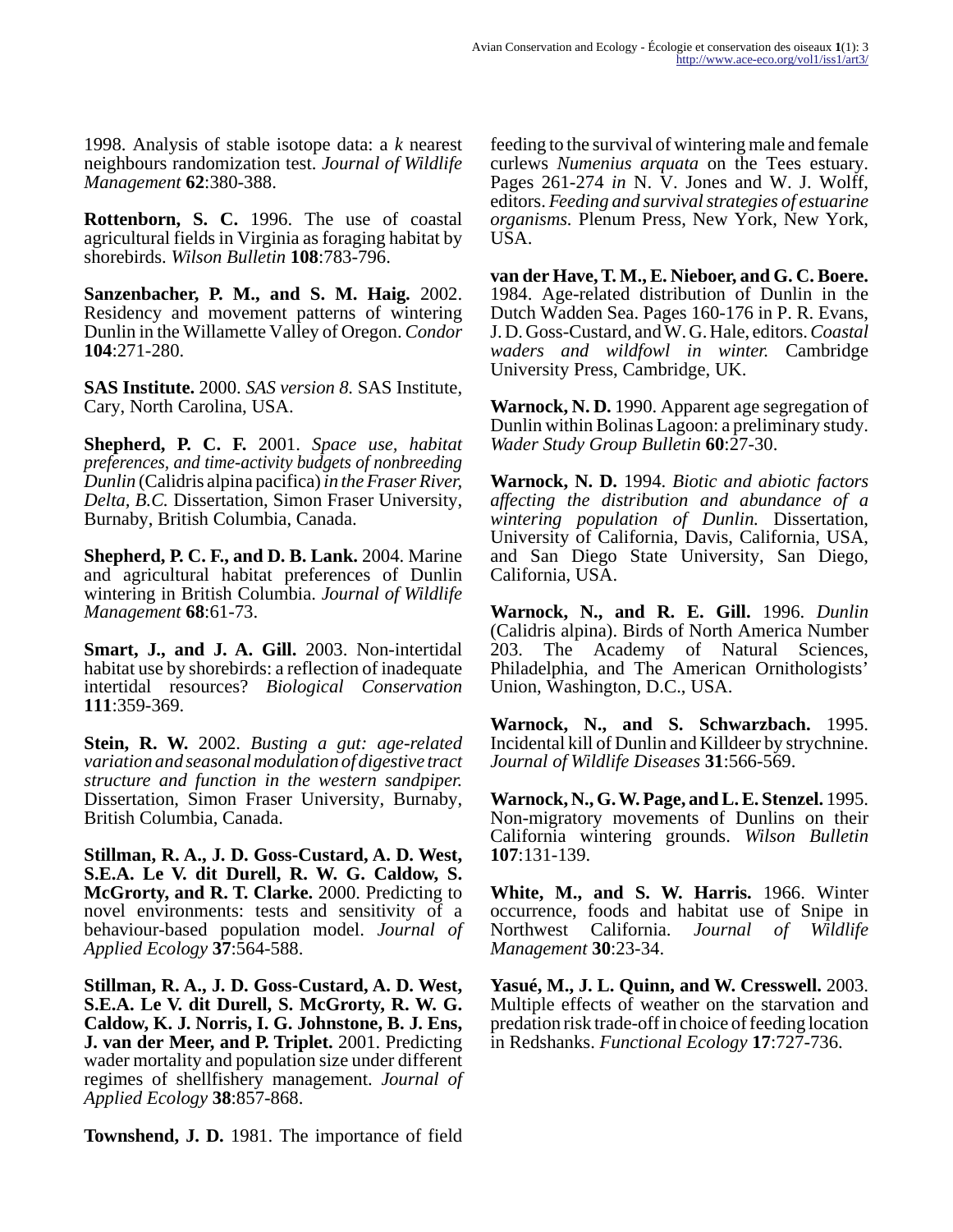1998. Analysis of stable isotope data: a *k* nearest neighbours randomization test. *Journal of Wildlife Management* **62**:380-388.

**Rottenborn, S. C.** 1996. The use of coastal agricultural fields in Virginia as foraging habitat by shorebirds. *Wilson Bulletin* **108**:783-796.

**Sanzenbacher, P. M., and S. M. Haig.** 2002. Residency and movement patterns of wintering Dunlin in the Willamette Valley of Oregon. *Condor* **104**:271-280.

**SAS Institute.** 2000. *SAS version 8.* SAS Institute, Cary, North Carolina, USA.

**Shepherd, P. C. F.** 2001. *Space use, habitat preferences, and time-activity budgets of nonbreeding Dunlin* (Calidris alpina pacifica) *in the Fraser River, Delta, B.C.* Dissertation, Simon Fraser University, Burnaby, British Columbia, Canada.

**Shepherd, P. C. F., and D. B. Lank.** 2004. Marine and agricultural habitat preferences of Dunlin wintering in British Columbia. *Journal of Wildlife Management* **68**:61-73.

**Smart, J., and J. A. Gill.** 2003. Non-intertidal habitat use by shorebirds: a reflection of inadequate intertidal resources? *Biological Conservation* **111**:359-369.

**Stein, R. W.** 2002. *Busting a gut: age-related variation and seasonal modulation of digestive tract structure and function in the western sandpiper.* Dissertation, Simon Fraser University, Burnaby, British Columbia, Canada.

**Stillman, R. A., J. D. Goss-Custard, A. D. West, S.E.A. Le V. dit Durell, R. W. G. Caldow, S. McGrorty, and R. T. Clarke.** 2000. Predicting to novel environments: tests and sensitivity of a behaviour-based population model. *Journal of Applied Ecology* **37**:564-588.

**Stillman, R. A., J. D. Goss-Custard, A. D. West, S.E.A. Le V. dit Durell, S. McGrorty, R. W. G. Caldow, K. J. Norris, I. G. Johnstone, B. J. Ens, J. van der Meer, and P. Triplet.** 2001. Predicting wader mortality and population size under different regimes of shellfishery management. *Journal of Applied Ecology* **38**:857-868.

**Townshend, J. D.** 1981. The importance of field feeding to the survival of wintering male and female curlews *Numenius arquata* on the Tees estuary. Pages 261-274 *in* N. V. Jones and W. J. Wolff, editors. *Feeding and survival strategies of estuarine organisms.* Plenum Press, New York, New York, USA.

**van der Have, T. M., E. Nieboer, and G. C. Boere.** 1984. Age-related distribution of Dunlin in the Dutch Wadden Sea. Pages 160-176 in P. R. Evans, J. D. Goss-Custard, and W. G. Hale, editors. *Coastal waders and wildfowl in winter.* Cambridge University Press, Cambridge, UK.

**Warnock, N. D.** 1990. Apparent age segregation of Dunlin within Bolinas Lagoon: a preliminary study. *Wader Study Group Bulletin* **60**:27-30.

**Warnock, N. D.** 1994. *Biotic and abiotic factors affecting the distribution and abundance of a wintering population of Dunlin.* Dissertation, University of California, Davis, California, USA, and San Diego State University, San Diego, California, USA.

**Warnock, N., and R. E. Gill.** 1996. *Dunlin* (Calidris alpina). Birds of North America Number 203. The Academy of Natural Sciences, Philadelphia, and The American Ornithologists' Union, Washington, D.C., USA.

**Warnock, N., and S. Schwarzbach.** 1995. Incidental kill of Dunlin and Killdeer by strychnine. *Journal of Wildlife Diseases* **31**:566-569.

**Warnock, N., G. W. Page, and L. E. Stenzel.** 1995. Non-migratory movements of Dunlins on their California wintering grounds. *Wilson Bulletin* **107**:131-139.

**White, M., and S. W. Harris.** 1966. Winter occurrence, foods and habitat use of Snipe in Northwest California. *Journal of Wildlife Management* **30**:23-34.

**Yasué, M., J. L. Quinn, and W. Cresswell.** 2003. Multiple effects of weather on the starvation and predation risk trade-off in choice of feeding location in Redshanks. *Functional Ecology* **17**:727-736.